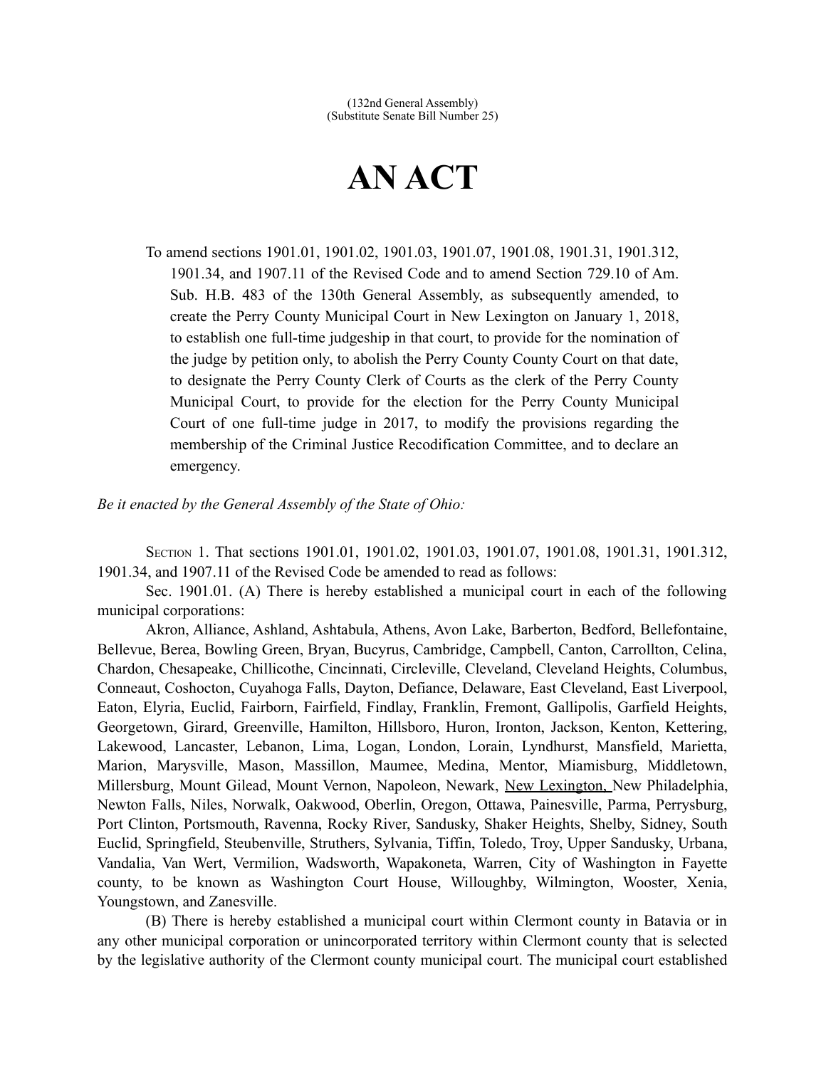(132nd General Assembly)
(Substitute Senate Bill Number 25)

# AN ACT

To amend sections 1901.01, 1901.02, 1901.03, 1901.07, 1901.08, 1901.31, 1901.312, 1901.34, and 1907.11 of the Revised Code and to amend Section 729.10 of Am. Sub. H.B. 483 of the 130th General Assembly, as subsequently amended, to create the Perry County Municipal Court in New Lexington on January 1, 2018, to establish one full-time judgeship in that court, to provide for the nomination of the judge by petition only, to abolish the Perry County County Court on that date, to designate the Perry County Clerk of Courts as the clerk of the Perry County Municipal Court, to provide for the election for the Perry County Municipal Court of one full-time judge in 2017, to modify the provisions regarding the membership of the Criminal Justice Recodification Committee, and to declare an emergency.

*Be it enacted by the General Assembly of the State of Ohio:*

SECTION 1. That sections 1901.01, 1901.02, 1901.03, 1901.07, 1901.08, 1901.31, 1901.312, 1901.34, and 1907.11 of the Revised Code be amended to read as follows:

Sec. 1901.01. (A) There is hereby established a municipal court in each of the following municipal corporations:

Akron, Alliance, Ashland, Ashtabula, Athens, Avon Lake, Barberton, Bedford, Bellefontaine, Bellevue, Berea, Bowling Green, Bryan, Bucyrus, Cambridge, Campbell, Canton, Carrollton, Celina, Chardon, Chesapeake, Chillicothe, Cincinnati, Circleville, Cleveland, Cleveland Heights, Columbus, Conneaut, Coshocton, Cuyahoga Falls, Dayton, Defiance, Delaware, East Cleveland, East Liverpool, Eaton, Elyria, Euclid, Fairborn, Fairfield, Findlay, Franklin, Fremont, Gallipolis, Garfield Heights, Georgetown, Girard, Greenville, Hamilton, Hillsboro, Huron, Ironton, Jackson, Kenton, Kettering, Lakewood, Lancaster, Lebanon, Lima, Logan, London, Lorain, Lyndhurst, Mansfield, Marietta, Marion, Marysville, Mason, Massillon, Maumee, Medina, Mentor, Miamisburg, Middletown, Millersburg, Mount Gilead, Mount Vernon, Napoleon, Newark, <u>New Lexington,</u> New Philadelphia, Newton Falls, Niles, Norwalk, Oakwood, Oberlin, Oregon, Ottawa, Painesville, Parma, Perrysburg, Port Clinton, Portsmouth, Ravenna, Rocky River, Sandusky, Shaker Heights, Shelby, Sidney, South Euclid, Springfield, Steubenville, Struthers, Sylvania, Tiffin, Toledo, Troy, Upper Sandusky, Urbana, Vandalia, Van Wert, Vermilion, Wadsworth, Wapakoneta, Warren, City of Washington in Fayette county, to be known as Washington Court House, Willoughby, Wilmington, Wooster, Xenia, Youngstown, and Zanesville.

(B) There is hereby established a municipal court within Clermont county in Batavia or in any other municipal corporation or unincorporated territory within Clermont county that is selected by the legislative authority of the Clermont county municipal court. The municipal court established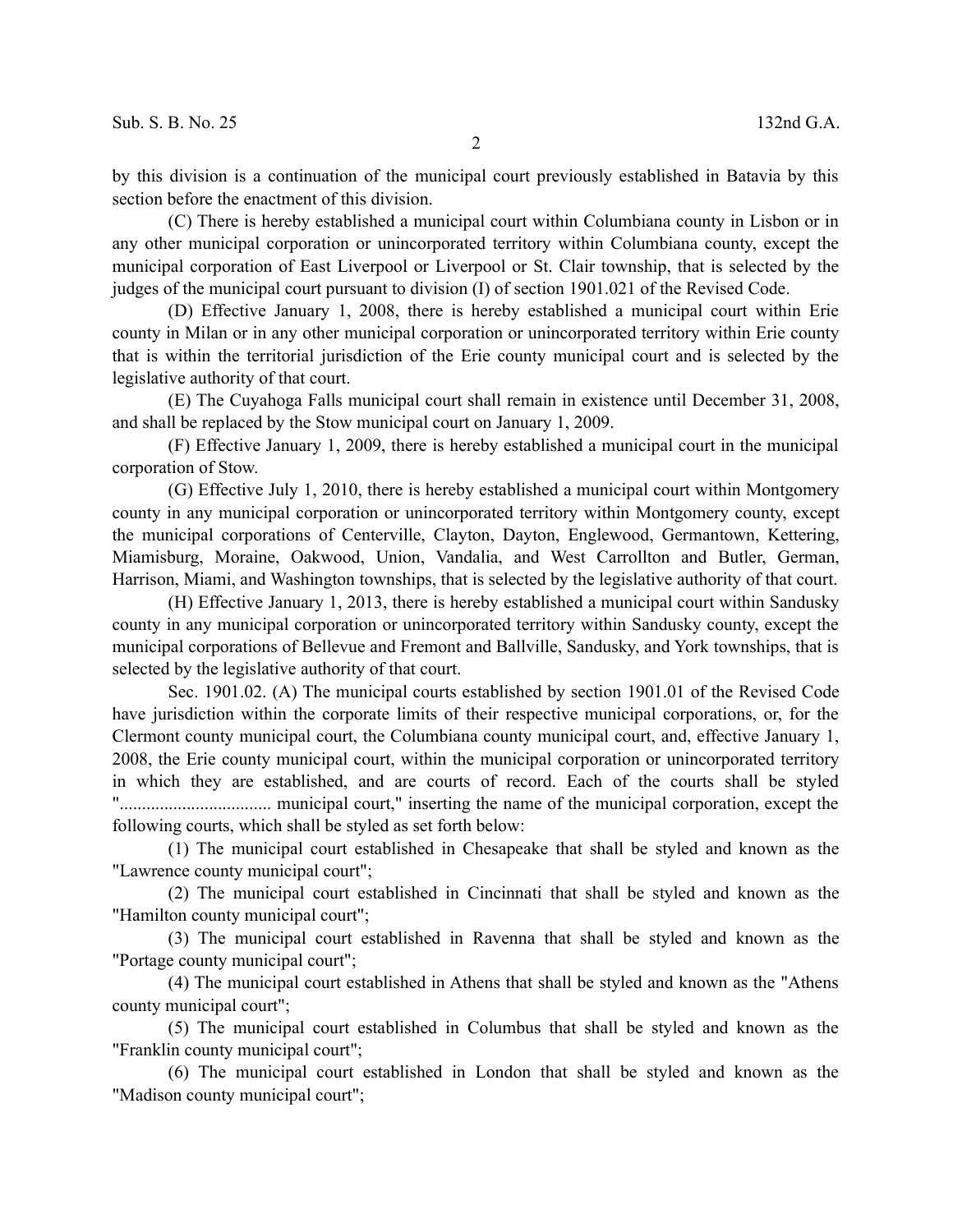by this division is a continuation of the municipal court previously established in Batavia by this section before the enactment of this division.

(C) There is hereby established a municipal court within Columbiana county in Lisbon or in any other municipal corporation or unincorporated territory within Columbiana county, except the municipal corporation of East Liverpool or Liverpool or St. Clair township, that is selected by the judges of the municipal court pursuant to division (I) of section 1901.021 of the Revised Code.

(D) Effective January 1, 2008, there is hereby established a municipal court within Erie county in Milan or in any other municipal corporation or unincorporated territory within Erie county that is within the territorial jurisdiction of the Erie county municipal court and is selected by the legislative authority of that court.

(E) The Cuyahoga Falls municipal court shall remain in existence until December 31, 2008, and shall be replaced by the Stow municipal court on January 1, 2009.

(F) Effective January 1, 2009, there is hereby established a municipal court in the municipal corporation of Stow.

(G) Effective July 1, 2010, there is hereby established a municipal court within Montgomery county in any municipal corporation or unincorporated territory within Montgomery county, except the municipal corporations of Centerville, Clayton, Dayton, Englewood, Germantown, Kettering, Miamisburg, Moraine, Oakwood, Union, Vandalia, and West Carrollton and Butler, German, Harrison, Miami, and Washington townships, that is selected by the legislative authority of that court.

(H) Effective January 1, 2013, there is hereby established a municipal court within Sandusky county in any municipal corporation or unincorporated territory within Sandusky county, except the municipal corporations of Bellevue and Fremont and Ballville, Sandusky, and York townships, that is selected by the legislative authority of that court.

Sec. 1901.02. (A) The municipal courts established by section 1901.01 of the Revised Code have jurisdiction within the corporate limits of their respective municipal corporations, or, for the Clermont county municipal court, the Columbiana county municipal court, and, effective January 1, 2008, the Erie county municipal court, within the municipal corporation or unincorporated territory in which they are established, and are courts of record. Each of the courts shall be styled "................................. municipal court," inserting the name of the municipal corporation, except the following courts, which shall be styled as set forth below:

(1) The municipal court established in Chesapeake that shall be styled and known as the "Lawrence county municipal court";

(2) The municipal court established in Cincinnati that shall be styled and known as the "Hamilton county municipal court";

(3) The municipal court established in Ravenna that shall be styled and known as the "Portage county municipal court";

(4) The municipal court established in Athens that shall be styled and known as the "Athens county municipal court";

(5) The municipal court established in Columbus that shall be styled and known as the "Franklin county municipal court";

(6) The municipal court established in London that shall be styled and known as the "Madison county municipal court";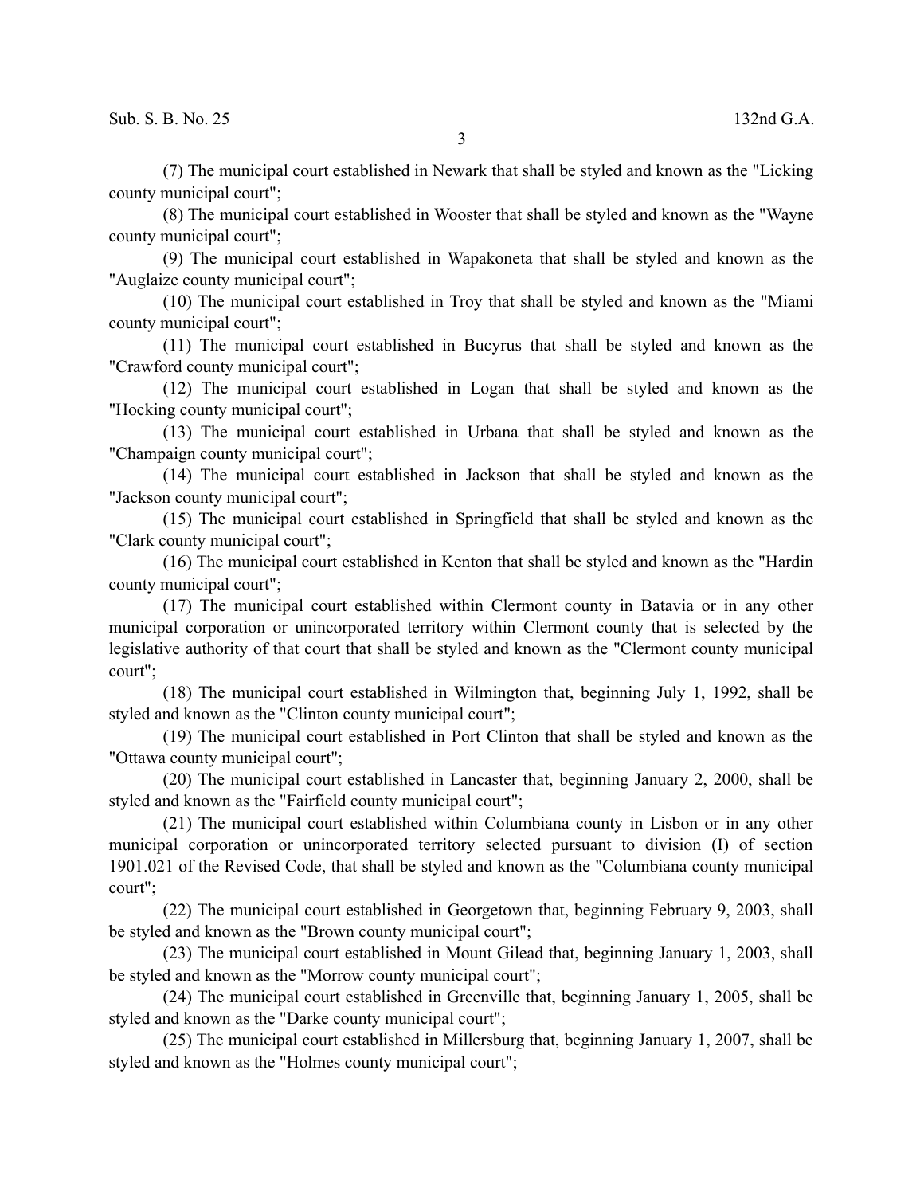(7) The municipal court established in Newark that shall be styled and known as the "Licking county municipal court";

(8) The municipal court established in Wooster that shall be styled and known as the "Wayne county municipal court";

(9) The municipal court established in Wapakoneta that shall be styled and known as the "Auglaize county municipal court";

(10) The municipal court established in Troy that shall be styled and known as the "Miami county municipal court";

(11) The municipal court established in Bucyrus that shall be styled and known as the "Crawford county municipal court";

(12) The municipal court established in Logan that shall be styled and known as the "Hocking county municipal court";

(13) The municipal court established in Urbana that shall be styled and known as the "Champaign county municipal court";

(14) The municipal court established in Jackson that shall be styled and known as the "Jackson county municipal court";

(15) The municipal court established in Springfield that shall be styled and known as the "Clark county municipal court";

(16) The municipal court established in Kenton that shall be styled and known as the "Hardin county municipal court";

(17) The municipal court established within Clermont county in Batavia or in any other municipal corporation or unincorporated territory within Clermont county that is selected by the legislative authority of that court that shall be styled and known as the "Clermont county municipal court";

(18) The municipal court established in Wilmington that, beginning July 1, 1992, shall be styled and known as the "Clinton county municipal court";

(19) The municipal court established in Port Clinton that shall be styled and known as the "Ottawa county municipal court";

(20) The municipal court established in Lancaster that, beginning January 2, 2000, shall be styled and known as the "Fairfield county municipal court";

(21) The municipal court established within Columbiana county in Lisbon or in any other municipal corporation or unincorporated territory selected pursuant to division (I) of section 1901.021 of the Revised Code, that shall be styled and known as the "Columbiana county municipal court";

(22) The municipal court established in Georgetown that, beginning February 9, 2003, shall be styled and known as the "Brown county municipal court";

(23) The municipal court established in Mount Gilead that, beginning January 1, 2003, shall be styled and known as the "Morrow county municipal court";

(24) The municipal court established in Greenville that, beginning January 1, 2005, shall be styled and known as the "Darke county municipal court";

(25) The municipal court established in Millersburg that, beginning January 1, 2007, shall be styled and known as the "Holmes county municipal court";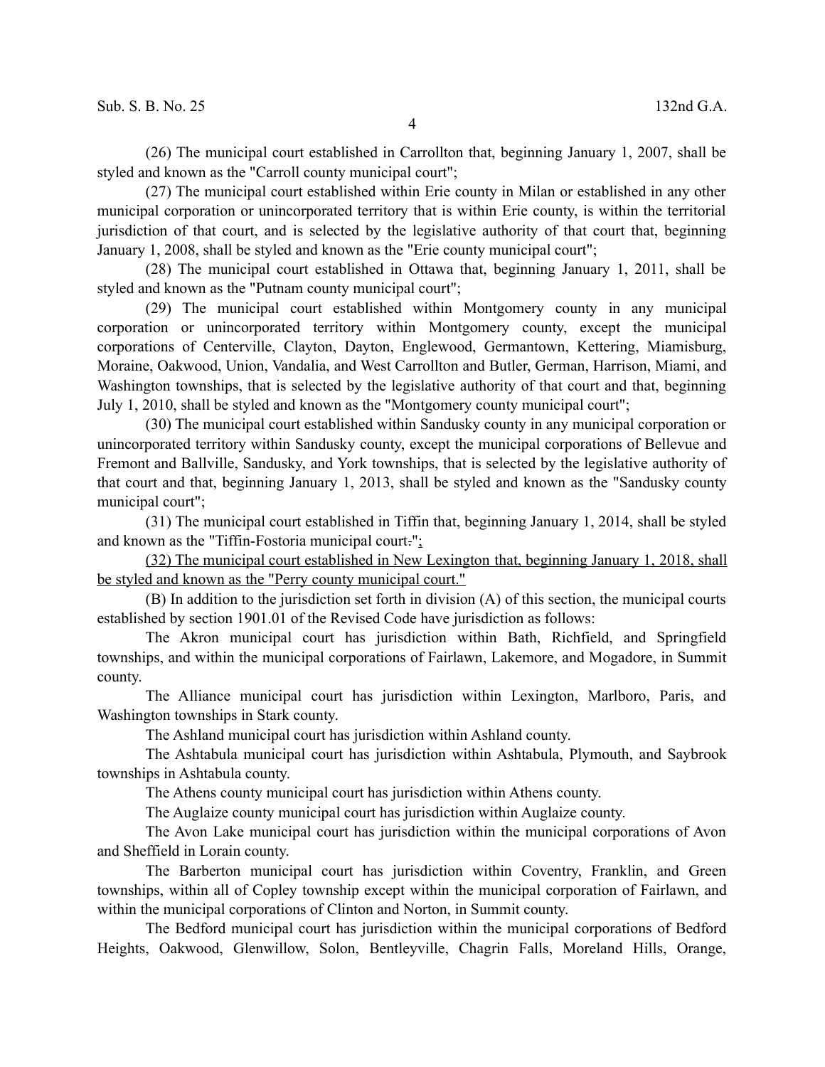(26) The municipal court established in Carrollton that, beginning January 1, 2007, shall be styled and known as the "Carroll county municipal court";

(27) The municipal court established within Erie county in Milan or established in any other municipal corporation or unincorporated territory that is within Erie county, is within the territorial jurisdiction of that court, and is selected by the legislative authority of that court that, beginning January 1, 2008, shall be styled and known as the "Erie county municipal court";

(28) The municipal court established in Ottawa that, beginning January 1, 2011, shall be styled and known as the "Putnam county municipal court";

(29) The municipal court established within Montgomery county in any municipal corporation or unincorporated territory within Montgomery county, except the municipal corporations of Centerville, Clayton, Dayton, Englewood, Germantown, Kettering, Miamisburg, Moraine, Oakwood, Union, Vandalia, and West Carrollton and Butler, German, Harrison, Miami, and Washington townships, that is selected by the legislative authority of that court and that, beginning July 1, 2010, shall be styled and known as the "Montgomery county municipal court";

(30) The municipal court established within Sandusky county in any municipal corporation or unincorporated territory within Sandusky county, except the municipal corporations of Bellevue and Fremont and Ballville, Sandusky, and York townships, that is selected by the legislative authority of that court and that, beginning January 1, 2013, shall be styled and known as the "Sandusky county municipal court";

(31) The municipal court established in Tiffin that, beginning January 1, 2014, shall be styled and known as the "Tiffin-Fostoria municipal court~~.~~";

(32) The municipal court established in New Lexington that, beginning January 1, 2018, shall be styled and known as the "Perry county municipal court."

(B) In addition to the jurisdiction set forth in division (A) of this section, the municipal courts established by section 1901.01 of the Revised Code have jurisdiction as follows:

The Akron municipal court has jurisdiction within Bath, Richfield, and Springfield townships, and within the municipal corporations of Fairlawn, Lakemore, and Mogadore, in Summit county.

The Alliance municipal court has jurisdiction within Lexington, Marlboro, Paris, and Washington townships in Stark county.

The Ashland municipal court has jurisdiction within Ashland county.

The Ashtabula municipal court has jurisdiction within Ashtabula, Plymouth, and Saybrook townships in Ashtabula county.

The Athens county municipal court has jurisdiction within Athens county.

The Auglaize county municipal court has jurisdiction within Auglaize county.

The Avon Lake municipal court has jurisdiction within the municipal corporations of Avon and Sheffield in Lorain county.

The Barberton municipal court has jurisdiction within Coventry, Franklin, and Green townships, within all of Copley township except within the municipal corporation of Fairlawn, and within the municipal corporations of Clinton and Norton, in Summit county.

The Bedford municipal court has jurisdiction within the municipal corporations of Bedford Heights, Oakwood, Glenwillow, Solon, Bentleyville, Chagrin Falls, Moreland Hills, Orange,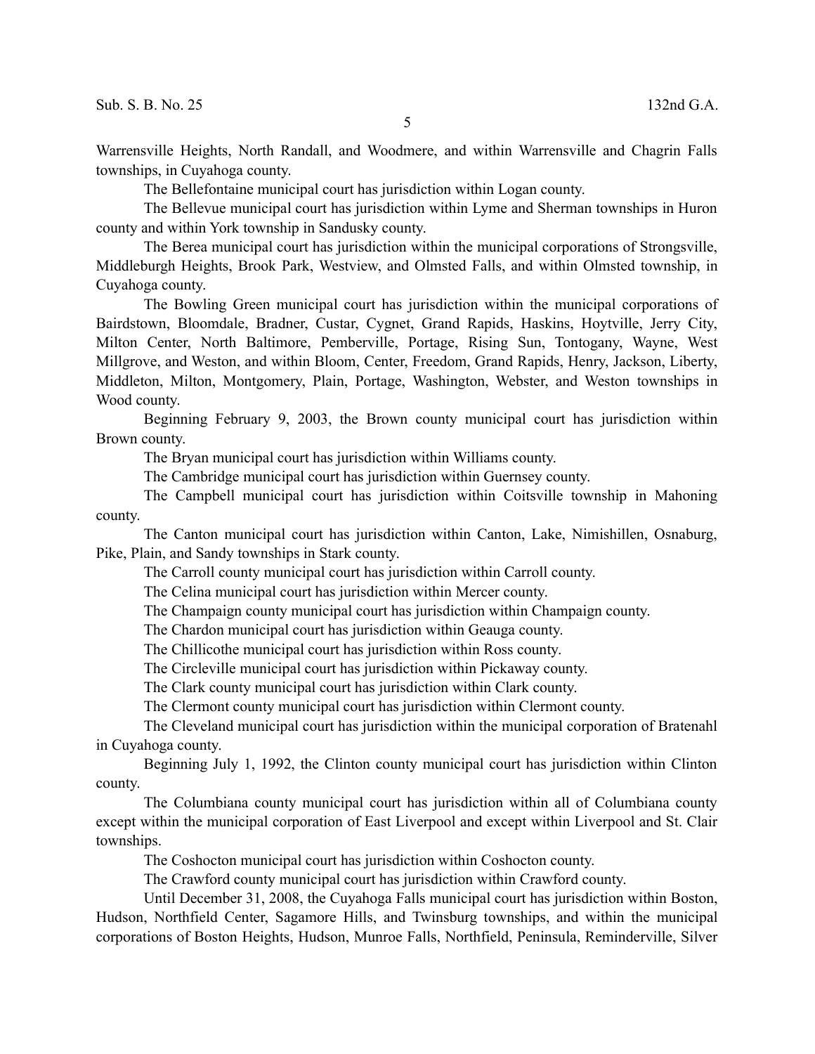Warrensville Heights, North Randall, and Woodmere, and within Warrensville and Chagrin Falls townships, in Cuyahoga county.

The Bellefontaine municipal court has jurisdiction within Logan county.

The Bellevue municipal court has jurisdiction within Lyme and Sherman townships in Huron county and within York township in Sandusky county.

The Berea municipal court has jurisdiction within the municipal corporations of Strongsville, Middleburgh Heights, Brook Park, Westview, and Olmsted Falls, and within Olmsted township, in Cuyahoga county.

The Bowling Green municipal court has jurisdiction within the municipal corporations of Bairdstown, Bloomdale, Bradner, Custar, Cygnet, Grand Rapids, Haskins, Hoytville, Jerry City, Milton Center, North Baltimore, Pemberville, Portage, Rising Sun, Tontogany, Wayne, West Millgrove, and Weston, and within Bloom, Center, Freedom, Grand Rapids, Henry, Jackson, Liberty, Middleton, Milton, Montgomery, Plain, Portage, Washington, Webster, and Weston townships in Wood county.

Beginning February 9, 2003, the Brown county municipal court has jurisdiction within Brown county.

The Bryan municipal court has jurisdiction within Williams county.

The Cambridge municipal court has jurisdiction within Guernsey county.

The Campbell municipal court has jurisdiction within Coitsville township in Mahoning county.

The Canton municipal court has jurisdiction within Canton, Lake, Nimishillen, Osnaburg, Pike, Plain, and Sandy townships in Stark county.

The Carroll county municipal court has jurisdiction within Carroll county.

The Celina municipal court has jurisdiction within Mercer county.

The Champaign county municipal court has jurisdiction within Champaign county.

The Chardon municipal court has jurisdiction within Geauga county.

The Chillicothe municipal court has jurisdiction within Ross county.

The Circleville municipal court has jurisdiction within Pickaway county.

The Clark county municipal court has jurisdiction within Clark county.

The Clermont county municipal court has jurisdiction within Clermont county.

The Cleveland municipal court has jurisdiction within the municipal corporation of Bratenahl in Cuyahoga county.

Beginning July 1, 1992, the Clinton county municipal court has jurisdiction within Clinton county.

The Columbiana county municipal court has jurisdiction within all of Columbiana county except within the municipal corporation of East Liverpool and except within Liverpool and St. Clair townships.

The Coshocton municipal court has jurisdiction within Coshocton county.

The Crawford county municipal court has jurisdiction within Crawford county.

Until December 31, 2008, the Cuyahoga Falls municipal court has jurisdiction within Boston, Hudson, Northfield Center, Sagamore Hills, and Twinsburg townships, and within the municipal corporations of Boston Heights, Hudson, Munroe Falls, Northfield, Peninsula, Reminderville, Silver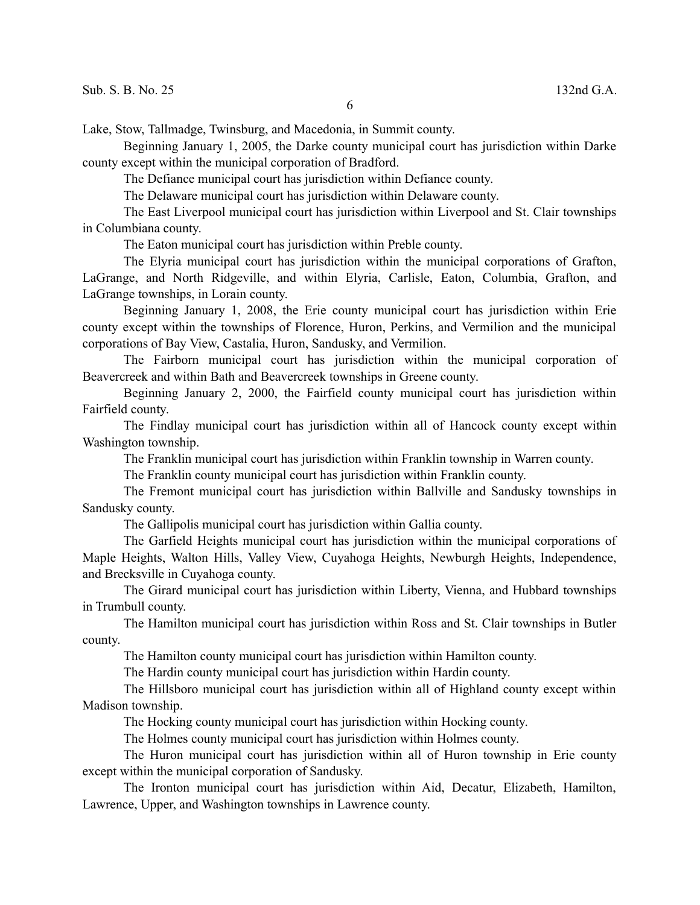Lake, Stow, Tallmadge, Twinsburg, and Macedonia, in Summit county.

Beginning January 1, 2005, the Darke county municipal court has jurisdiction within Darke county except within the municipal corporation of Bradford.

The Defiance municipal court has jurisdiction within Defiance county.

The Delaware municipal court has jurisdiction within Delaware county.

The East Liverpool municipal court has jurisdiction within Liverpool and St. Clair townships in Columbiana county.

The Eaton municipal court has jurisdiction within Preble county.

The Elyria municipal court has jurisdiction within the municipal corporations of Grafton, LaGrange, and North Ridgeville, and within Elyria, Carlisle, Eaton, Columbia, Grafton, and LaGrange townships, in Lorain county.

Beginning January 1, 2008, the Erie county municipal court has jurisdiction within Erie county except within the townships of Florence, Huron, Perkins, and Vermilion and the municipal corporations of Bay View, Castalia, Huron, Sandusky, and Vermilion.

The Fairborn municipal court has jurisdiction within the municipal corporation of Beavercreek and within Bath and Beavercreek townships in Greene county.

Beginning January 2, 2000, the Fairfield county municipal court has jurisdiction within Fairfield county.

The Findlay municipal court has jurisdiction within all of Hancock county except within Washington township.

The Franklin municipal court has jurisdiction within Franklin township in Warren county.

The Franklin county municipal court has jurisdiction within Franklin county.

The Fremont municipal court has jurisdiction within Ballville and Sandusky townships in Sandusky county.

The Gallipolis municipal court has jurisdiction within Gallia county.

The Garfield Heights municipal court has jurisdiction within the municipal corporations of Maple Heights, Walton Hills, Valley View, Cuyahoga Heights, Newburgh Heights, Independence, and Brecksville in Cuyahoga county.

The Girard municipal court has jurisdiction within Liberty, Vienna, and Hubbard townships in Trumbull county.

The Hamilton municipal court has jurisdiction within Ross and St. Clair townships in Butler county.

The Hamilton county municipal court has jurisdiction within Hamilton county.

The Hardin county municipal court has jurisdiction within Hardin county.

The Hillsboro municipal court has jurisdiction within all of Highland county except within Madison township.

The Hocking county municipal court has jurisdiction within Hocking county.

The Holmes county municipal court has jurisdiction within Holmes county.

The Huron municipal court has jurisdiction within all of Huron township in Erie county except within the municipal corporation of Sandusky.

The Ironton municipal court has jurisdiction within Aid, Decatur, Elizabeth, Hamilton, Lawrence, Upper, and Washington townships in Lawrence county.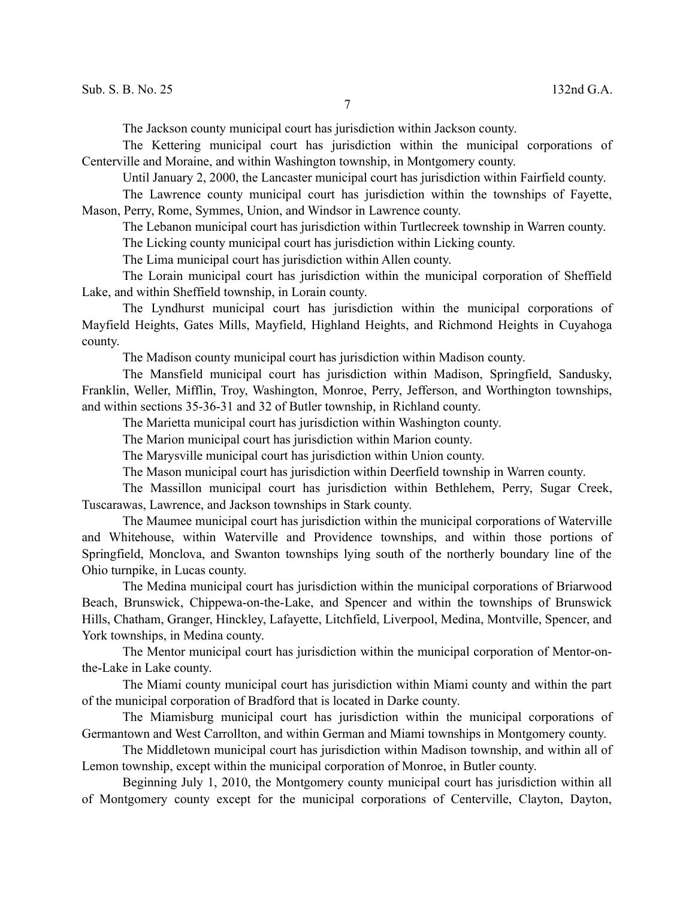The Jackson county municipal court has jurisdiction within Jackson county.

The Kettering municipal court has jurisdiction within the municipal corporations of Centerville and Moraine, and within Washington township, in Montgomery county.

Until January 2, 2000, the Lancaster municipal court has jurisdiction within Fairfield county.

The Lawrence county municipal court has jurisdiction within the townships of Fayette, Mason, Perry, Rome, Symmes, Union, and Windsor in Lawrence county.

The Lebanon municipal court has jurisdiction within Turtlecreek township in Warren county.

The Licking county municipal court has jurisdiction within Licking county.

The Lima municipal court has jurisdiction within Allen county.

The Lorain municipal court has jurisdiction within the municipal corporation of Sheffield Lake, and within Sheffield township, in Lorain county.

The Lyndhurst municipal court has jurisdiction within the municipal corporations of Mayfield Heights, Gates Mills, Mayfield, Highland Heights, and Richmond Heights in Cuyahoga county.

The Madison county municipal court has jurisdiction within Madison county.

The Mansfield municipal court has jurisdiction within Madison, Springfield, Sandusky, Franklin, Weller, Mifflin, Troy, Washington, Monroe, Perry, Jefferson, and Worthington townships, and within sections 35-36-31 and 32 of Butler township, in Richland county.

The Marietta municipal court has jurisdiction within Washington county.

The Marion municipal court has jurisdiction within Marion county.

The Marysville municipal court has jurisdiction within Union county.

The Mason municipal court has jurisdiction within Deerfield township in Warren county.

The Massillon municipal court has jurisdiction within Bethlehem, Perry, Sugar Creek, Tuscarawas, Lawrence, and Jackson townships in Stark county.

The Maumee municipal court has jurisdiction within the municipal corporations of Waterville and Whitehouse, within Waterville and Providence townships, and within those portions of Springfield, Monclova, and Swanton townships lying south of the northerly boundary line of the Ohio turnpike, in Lucas county.

The Medina municipal court has jurisdiction within the municipal corporations of Briarwood Beach, Brunswick, Chippewa-on-the-Lake, and Spencer and within the townships of Brunswick Hills, Chatham, Granger, Hinckley, Lafayette, Litchfield, Liverpool, Medina, Montville, Spencer, and York townships, in Medina county.

The Mentor municipal court has jurisdiction within the municipal corporation of Mentor-on-the-Lake in Lake county.

The Miami county municipal court has jurisdiction within Miami county and within the part of the municipal corporation of Bradford that is located in Darke county.

The Miamisburg municipal court has jurisdiction within the municipal corporations of Germantown and West Carrollton, and within German and Miami townships in Montgomery county.

The Middletown municipal court has jurisdiction within Madison township, and within all of Lemon township, except within the municipal corporation of Monroe, in Butler county.

Beginning July 1, 2010, the Montgomery county municipal court has jurisdiction within all of Montgomery county except for the municipal corporations of Centerville, Clayton, Dayton,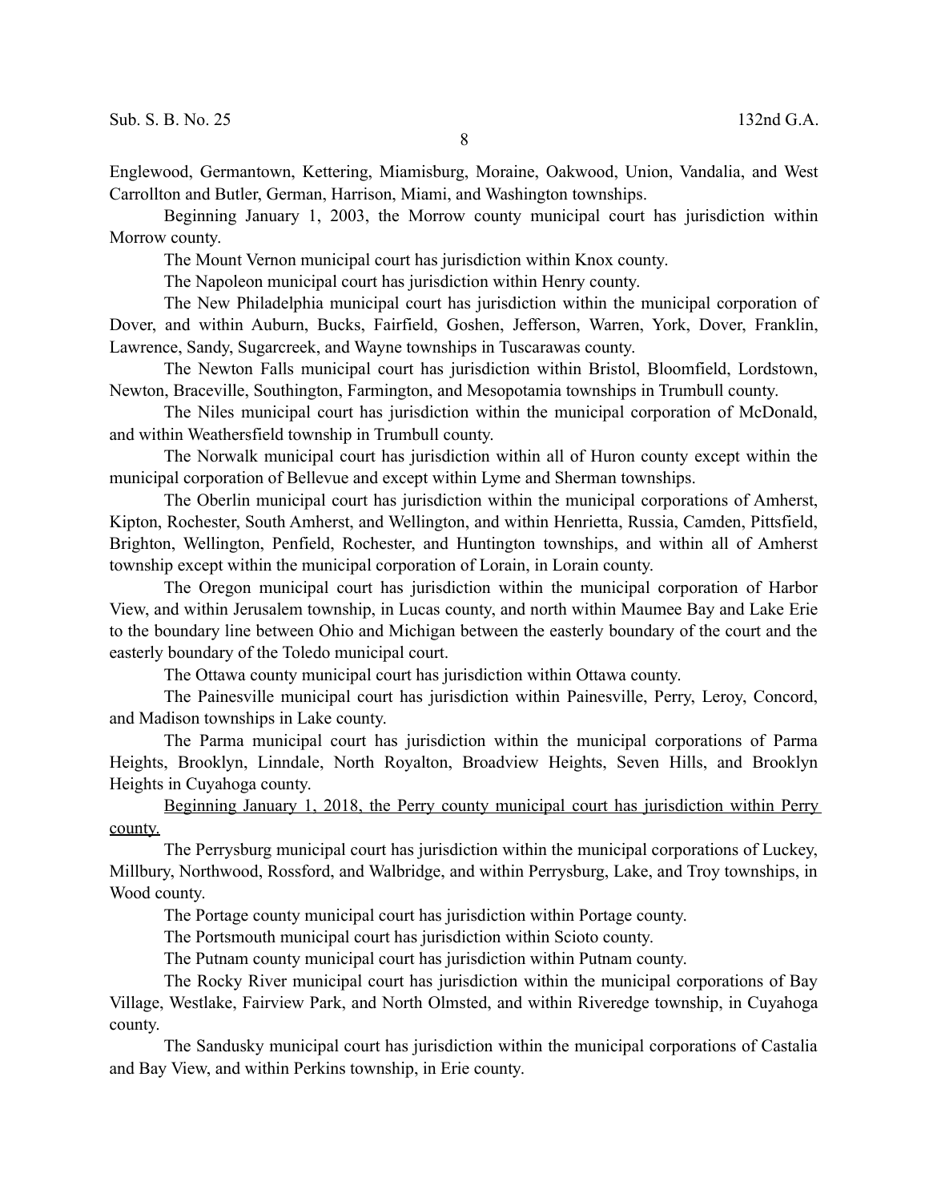Englewood, Germantown, Kettering, Miamisburg, Moraine, Oakwood, Union, Vandalia, and West Carrollton and Butler, German, Harrison, Miami, and Washington townships.

Beginning January 1, 2003, the Morrow county municipal court has jurisdiction within Morrow county.

The Mount Vernon municipal court has jurisdiction within Knox county.

The Napoleon municipal court has jurisdiction within Henry county.

The New Philadelphia municipal court has jurisdiction within the municipal corporation of Dover, and within Auburn, Bucks, Fairfield, Goshen, Jefferson, Warren, York, Dover, Franklin, Lawrence, Sandy, Sugarcreek, and Wayne townships in Tuscarawas county.

The Newton Falls municipal court has jurisdiction within Bristol, Bloomfield, Lordstown, Newton, Braceville, Southington, Farmington, and Mesopotamia townships in Trumbull county.

The Niles municipal court has jurisdiction within the municipal corporation of McDonald, and within Weathersfield township in Trumbull county.

The Norwalk municipal court has jurisdiction within all of Huron county except within the municipal corporation of Bellevue and except within Lyme and Sherman townships.

The Oberlin municipal court has jurisdiction within the municipal corporations of Amherst, Kipton, Rochester, South Amherst, and Wellington, and within Henrietta, Russia, Camden, Pittsfield, Brighton, Wellington, Penfield, Rochester, and Huntington townships, and within all of Amherst township except within the municipal corporation of Lorain, in Lorain county.

The Oregon municipal court has jurisdiction within the municipal corporation of Harbor View, and within Jerusalem township, in Lucas county, and north within Maumee Bay and Lake Erie to the boundary line between Ohio and Michigan between the easterly boundary of the court and the easterly boundary of the Toledo municipal court.

The Ottawa county municipal court has jurisdiction within Ottawa county.

The Painesville municipal court has jurisdiction within Painesville, Perry, Leroy, Concord, and Madison townships in Lake county.

The Parma municipal court has jurisdiction within the municipal corporations of Parma Heights, Brooklyn, Linndale, North Royalton, Broadview Heights, Seven Hills, and Brooklyn Heights in Cuyahoga county.

<u>Beginning January 1, 2018, the Perry county municipal court has jurisdiction within Perry county.</u>

The Perrysburg municipal court has jurisdiction within the municipal corporations of Luckey, Millbury, Northwood, Rossford, and Walbridge, and within Perrysburg, Lake, and Troy townships, in Wood county.

The Portage county municipal court has jurisdiction within Portage county.

The Portsmouth municipal court has jurisdiction within Scioto county.

The Putnam county municipal court has jurisdiction within Putnam county.

The Rocky River municipal court has jurisdiction within the municipal corporations of Bay Village, Westlake, Fairview Park, and North Olmsted, and within Riveredge township, in Cuyahoga county.

The Sandusky municipal court has jurisdiction within the municipal corporations of Castalia and Bay View, and within Perkins township, in Erie county.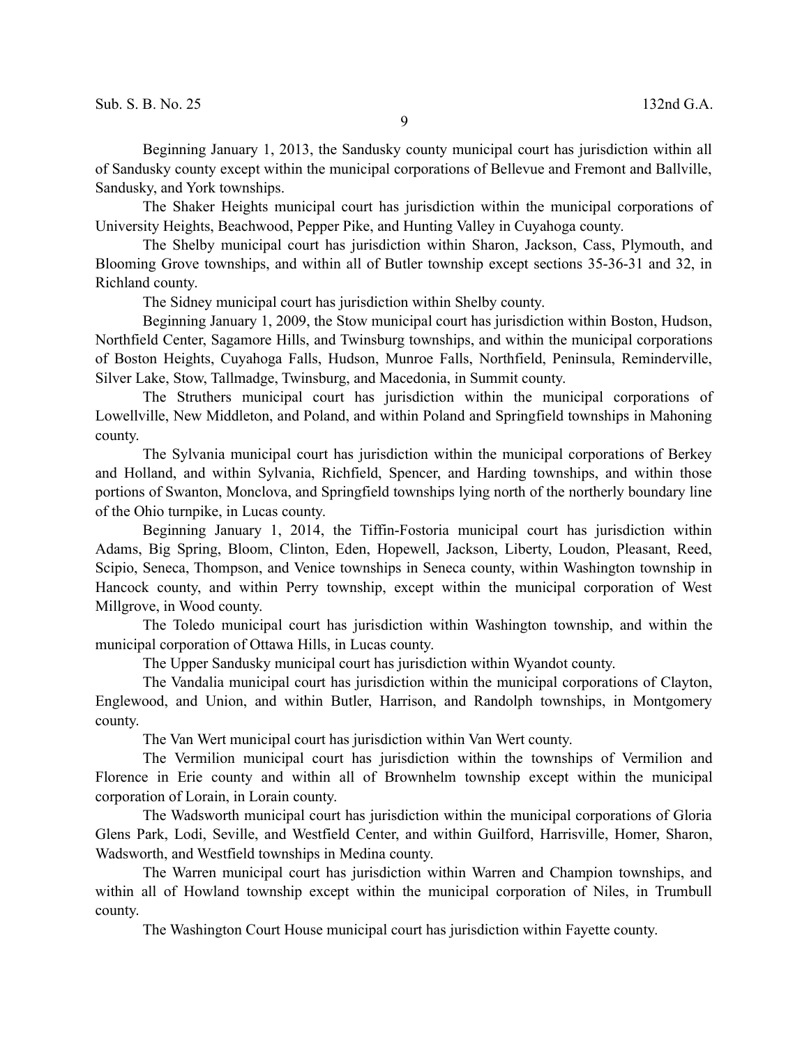Beginning January 1, 2013, the Sandusky county municipal court has jurisdiction within all of Sandusky county except within the municipal corporations of Bellevue and Fremont and Ballville, Sandusky, and York townships.

The Shaker Heights municipal court has jurisdiction within the municipal corporations of University Heights, Beachwood, Pepper Pike, and Hunting Valley in Cuyahoga county.

The Shelby municipal court has jurisdiction within Sharon, Jackson, Cass, Plymouth, and Blooming Grove townships, and within all of Butler township except sections 35-36-31 and 32, in Richland county.

The Sidney municipal court has jurisdiction within Shelby county.

Beginning January 1, 2009, the Stow municipal court has jurisdiction within Boston, Hudson, Northfield Center, Sagamore Hills, and Twinsburg townships, and within the municipal corporations of Boston Heights, Cuyahoga Falls, Hudson, Munroe Falls, Northfield, Peninsula, Reminderville, Silver Lake, Stow, Tallmadge, Twinsburg, and Macedonia, in Summit county.

The Struthers municipal court has jurisdiction within the municipal corporations of Lowellville, New Middleton, and Poland, and within Poland and Springfield townships in Mahoning county.

The Sylvania municipal court has jurisdiction within the municipal corporations of Berkey and Holland, and within Sylvania, Richfield, Spencer, and Harding townships, and within those portions of Swanton, Monclova, and Springfield townships lying north of the northerly boundary line of the Ohio turnpike, in Lucas county.

Beginning January 1, 2014, the Tiffin-Fostoria municipal court has jurisdiction within Adams, Big Spring, Bloom, Clinton, Eden, Hopewell, Jackson, Liberty, Loudon, Pleasant, Reed, Scipio, Seneca, Thompson, and Venice townships in Seneca county, within Washington township in Hancock county, and within Perry township, except within the municipal corporation of West Millgrove, in Wood county.

The Toledo municipal court has jurisdiction within Washington township, and within the municipal corporation of Ottawa Hills, in Lucas county.

The Upper Sandusky municipal court has jurisdiction within Wyandot county.

The Vandalia municipal court has jurisdiction within the municipal corporations of Clayton, Englewood, and Union, and within Butler, Harrison, and Randolph townships, in Montgomery county.

The Van Wert municipal court has jurisdiction within Van Wert county.

The Vermilion municipal court has jurisdiction within the townships of Vermilion and Florence in Erie county and within all of Brownhelm township except within the municipal corporation of Lorain, in Lorain county.

The Wadsworth municipal court has jurisdiction within the municipal corporations of Gloria Glens Park, Lodi, Seville, and Westfield Center, and within Guilford, Harrisville, Homer, Sharon, Wadsworth, and Westfield townships in Medina county.

The Warren municipal court has jurisdiction within Warren and Champion townships, and within all of Howland township except within the municipal corporation of Niles, in Trumbull county.

The Washington Court House municipal court has jurisdiction within Fayette county.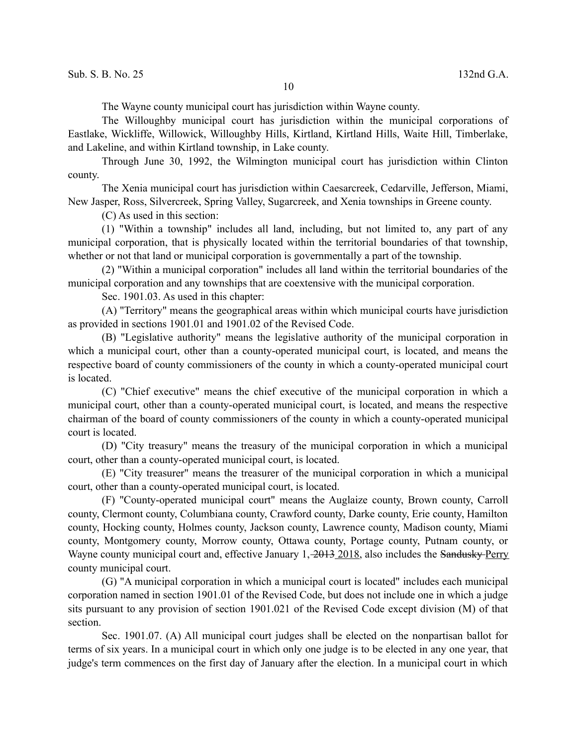The Wayne county municipal court has jurisdiction within Wayne county.

The Willoughby municipal court has jurisdiction within the municipal corporations of Eastlake, Wickliffe, Willowick, Willoughby Hills, Kirtland, Kirtland Hills, Waite Hill, Timberlake, and Lakeline, and within Kirtland township, in Lake county.

Through June 30, 1992, the Wilmington municipal court has jurisdiction within Clinton county.

The Xenia municipal court has jurisdiction within Caesarcreek, Cedarville, Jefferson, Miami, New Jasper, Ross, Silvercreek, Spring Valley, Sugarcreek, and Xenia townships in Greene county.

(C) As used in this section:

(1) "Within a township" includes all land, including, but not limited to, any part of any municipal corporation, that is physically located within the territorial boundaries of that township, whether or not that land or municipal corporation is governmentally a part of the township.

(2) "Within a municipal corporation" includes all land within the territorial boundaries of the municipal corporation and any townships that are coextensive with the municipal corporation.

Sec. 1901.03. As used in this chapter:

(A) "Territory" means the geographical areas within which municipal courts have jurisdiction as provided in sections 1901.01 and 1901.02 of the Revised Code.

(B) "Legislative authority" means the legislative authority of the municipal corporation in which a municipal court, other than a county-operated municipal court, is located, and means the respective board of county commissioners of the county in which a county-operated municipal court is located.

(C) "Chief executive" means the chief executive of the municipal corporation in which a municipal court, other than a county-operated municipal court, is located, and means the respective chairman of the board of county commissioners of the county in which a county-operated municipal court is located.

(D) "City treasury" means the treasury of the municipal corporation in which a municipal court, other than a county-operated municipal court, is located.

(E) "City treasurer" means the treasurer of the municipal corporation in which a municipal court, other than a county-operated municipal court, is located.

(F) "County-operated municipal court" means the Auglaize county, Brown county, Carroll county, Clermont county, Columbiana county, Crawford county, Darke county, Erie county, Hamilton county, Hocking county, Holmes county, Jackson county, Lawrence county, Madison county, Miami county, Montgomery county, Morrow county, Ottawa county, Portage county, Putnam county, or Wayne county municipal court and, effective January 1, ~~2013~~ <u>2018</u>, also includes the ~~Sandusky~~ <u>Perry</u> county municipal court.

(G) "A municipal corporation in which a municipal court is located" includes each municipal corporation named in section 1901.01 of the Revised Code, but does not include one in which a judge sits pursuant to any provision of section 1901.021 of the Revised Code except division (M) of that section.

Sec. 1901.07. (A) All municipal court judges shall be elected on the nonpartisan ballot for terms of six years. In a municipal court in which only one judge is to be elected in any one year, that judge's term commences on the first day of January after the election. In a municipal court in which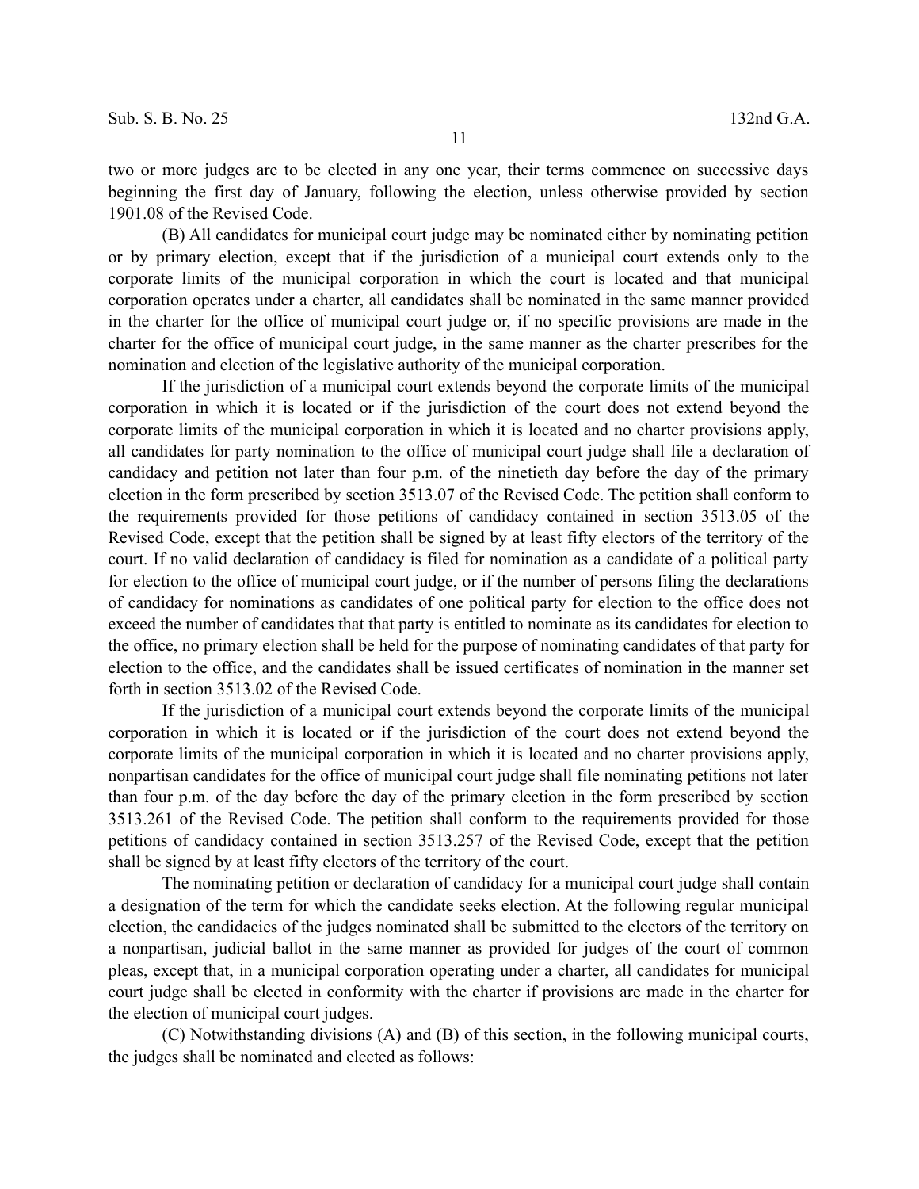two or more judges are to be elected in any one year, their terms commence on successive days beginning the first day of January, following the election, unless otherwise provided by section 1901.08 of the Revised Code.

(B) All candidates for municipal court judge may be nominated either by nominating petition or by primary election, except that if the jurisdiction of a municipal court extends only to the corporate limits of the municipal corporation in which the court is located and that municipal corporation operates under a charter, all candidates shall be nominated in the same manner provided in the charter for the office of municipal court judge or, if no specific provisions are made in the charter for the office of municipal court judge, in the same manner as the charter prescribes for the nomination and election of the legislative authority of the municipal corporation.

If the jurisdiction of a municipal court extends beyond the corporate limits of the municipal corporation in which it is located or if the jurisdiction of the court does not extend beyond the corporate limits of the municipal corporation in which it is located and no charter provisions apply, all candidates for party nomination to the office of municipal court judge shall file a declaration of candidacy and petition not later than four p.m. of the ninetieth day before the day of the primary election in the form prescribed by section 3513.07 of the Revised Code. The petition shall conform to the requirements provided for those petitions of candidacy contained in section 3513.05 of the Revised Code, except that the petition shall be signed by at least fifty electors of the territory of the court. If no valid declaration of candidacy is filed for nomination as a candidate of a political party for election to the office of municipal court judge, or if the number of persons filing the declarations of candidacy for nominations as candidates of one political party for election to the office does not exceed the number of candidates that that party is entitled to nominate as its candidates for election to the office, no primary election shall be held for the purpose of nominating candidates of that party for election to the office, and the candidates shall be issued certificates of nomination in the manner set forth in section 3513.02 of the Revised Code.

If the jurisdiction of a municipal court extends beyond the corporate limits of the municipal corporation in which it is located or if the jurisdiction of the court does not extend beyond the corporate limits of the municipal corporation in which it is located and no charter provisions apply, nonpartisan candidates for the office of municipal court judge shall file nominating petitions not later than four p.m. of the day before the day of the primary election in the form prescribed by section 3513.261 of the Revised Code. The petition shall conform to the requirements provided for those petitions of candidacy contained in section 3513.257 of the Revised Code, except that the petition shall be signed by at least fifty electors of the territory of the court.

The nominating petition or declaration of candidacy for a municipal court judge shall contain a designation of the term for which the candidate seeks election. At the following regular municipal election, the candidacies of the judges nominated shall be submitted to the electors of the territory on a nonpartisan, judicial ballot in the same manner as provided for judges of the court of common pleas, except that, in a municipal corporation operating under a charter, all candidates for municipal court judge shall be elected in conformity with the charter if provisions are made in the charter for the election of municipal court judges.

(C) Notwithstanding divisions (A) and (B) of this section, in the following municipal courts, the judges shall be nominated and elected as follows: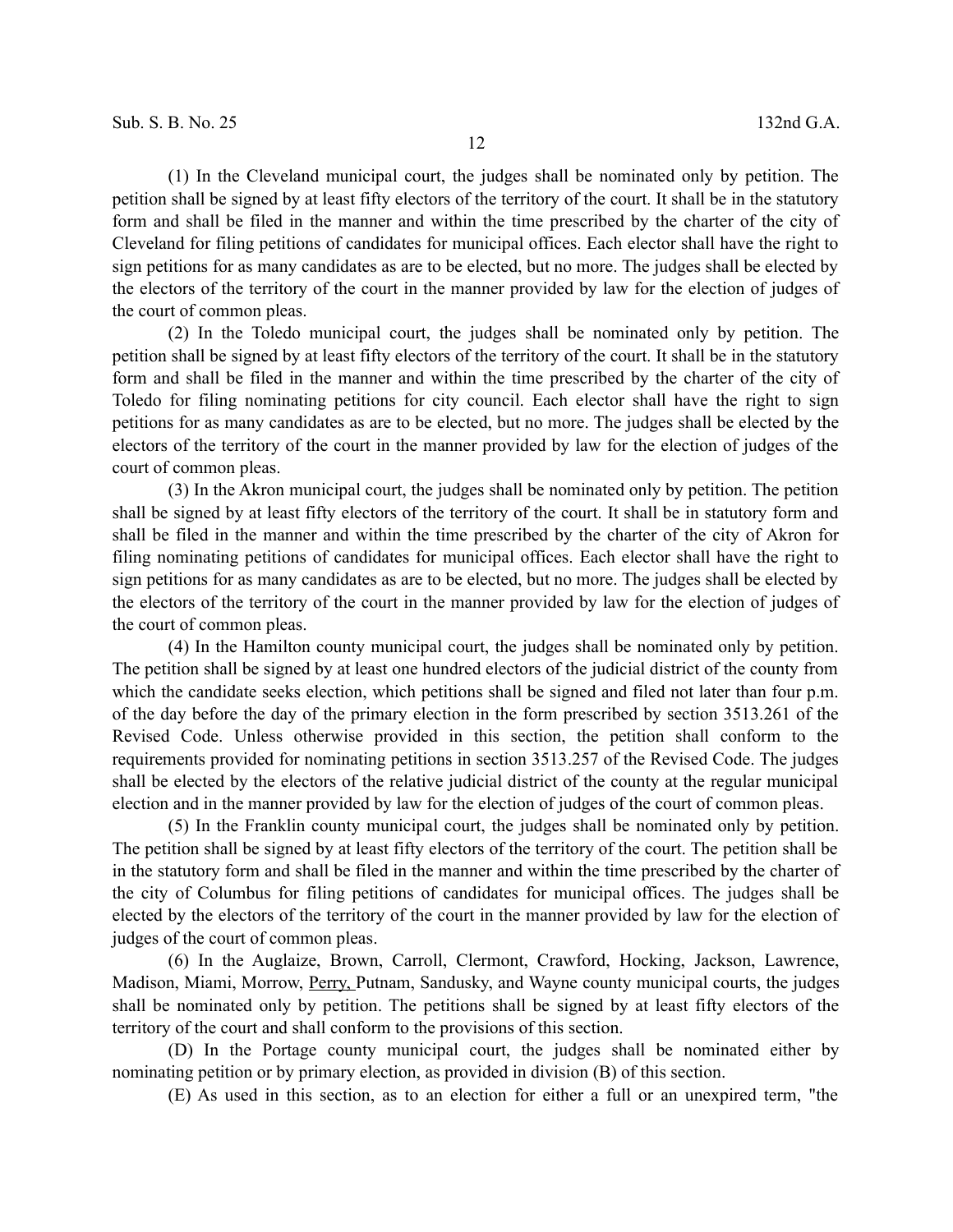(1) In the Cleveland municipal court, the judges shall be nominated only by petition. The petition shall be signed by at least fifty electors of the territory of the court. It shall be in the statutory form and shall be filed in the manner and within the time prescribed by the charter of the city of Cleveland for filing petitions of candidates for municipal offices. Each elector shall have the right to sign petitions for as many candidates as are to be elected, but no more. The judges shall be elected by the electors of the territory of the court in the manner provided by law for the election of judges of the court of common pleas.

(2) In the Toledo municipal court, the judges shall be nominated only by petition. The petition shall be signed by at least fifty electors of the territory of the court. It shall be in the statutory form and shall be filed in the manner and within the time prescribed by the charter of the city of Toledo for filing nominating petitions for city council. Each elector shall have the right to sign petitions for as many candidates as are to be elected, but no more. The judges shall be elected by the electors of the territory of the court in the manner provided by law for the election of judges of the court of common pleas.

(3) In the Akron municipal court, the judges shall be nominated only by petition. The petition shall be signed by at least fifty electors of the territory of the court. It shall be in statutory form and shall be filed in the manner and within the time prescribed by the charter of the city of Akron for filing nominating petitions of candidates for municipal offices. Each elector shall have the right to sign petitions for as many candidates as are to be elected, but no more. The judges shall be elected by the electors of the territory of the court in the manner provided by law for the election of judges of the court of common pleas.

(4) In the Hamilton county municipal court, the judges shall be nominated only by petition. The petition shall be signed by at least one hundred electors of the judicial district of the county from which the candidate seeks election, which petitions shall be signed and filed not later than four p.m. of the day before the day of the primary election in the form prescribed by section 3513.261 of the Revised Code. Unless otherwise provided in this section, the petition shall conform to the requirements provided for nominating petitions in section 3513.257 of the Revised Code. The judges shall be elected by the electors of the relative judicial district of the county at the regular municipal election and in the manner provided by law for the election of judges of the court of common pleas.

(5) In the Franklin county municipal court, the judges shall be nominated only by petition. The petition shall be signed by at least fifty electors of the territory of the court. The petition shall be in the statutory form and shall be filed in the manner and within the time prescribed by the charter of the city of Columbus for filing petitions of candidates for municipal offices. The judges shall be elected by the electors of the territory of the court in the manner provided by law for the election of judges of the court of common pleas.

(6) In the Auglaize, Brown, Carroll, Clermont, Crawford, Hocking, Jackson, Lawrence, Madison, Miami, Morrow, <u>Perry,</u> Putnam, Sandusky, and Wayne county municipal courts, the judges shall be nominated only by petition. The petitions shall be signed by at least fifty electors of the territory of the court and shall conform to the provisions of this section.

(D) In the Portage county municipal court, the judges shall be nominated either by nominating petition or by primary election, as provided in division (B) of this section.

(E) As used in this section, as to an election for either a full or an unexpired term, "the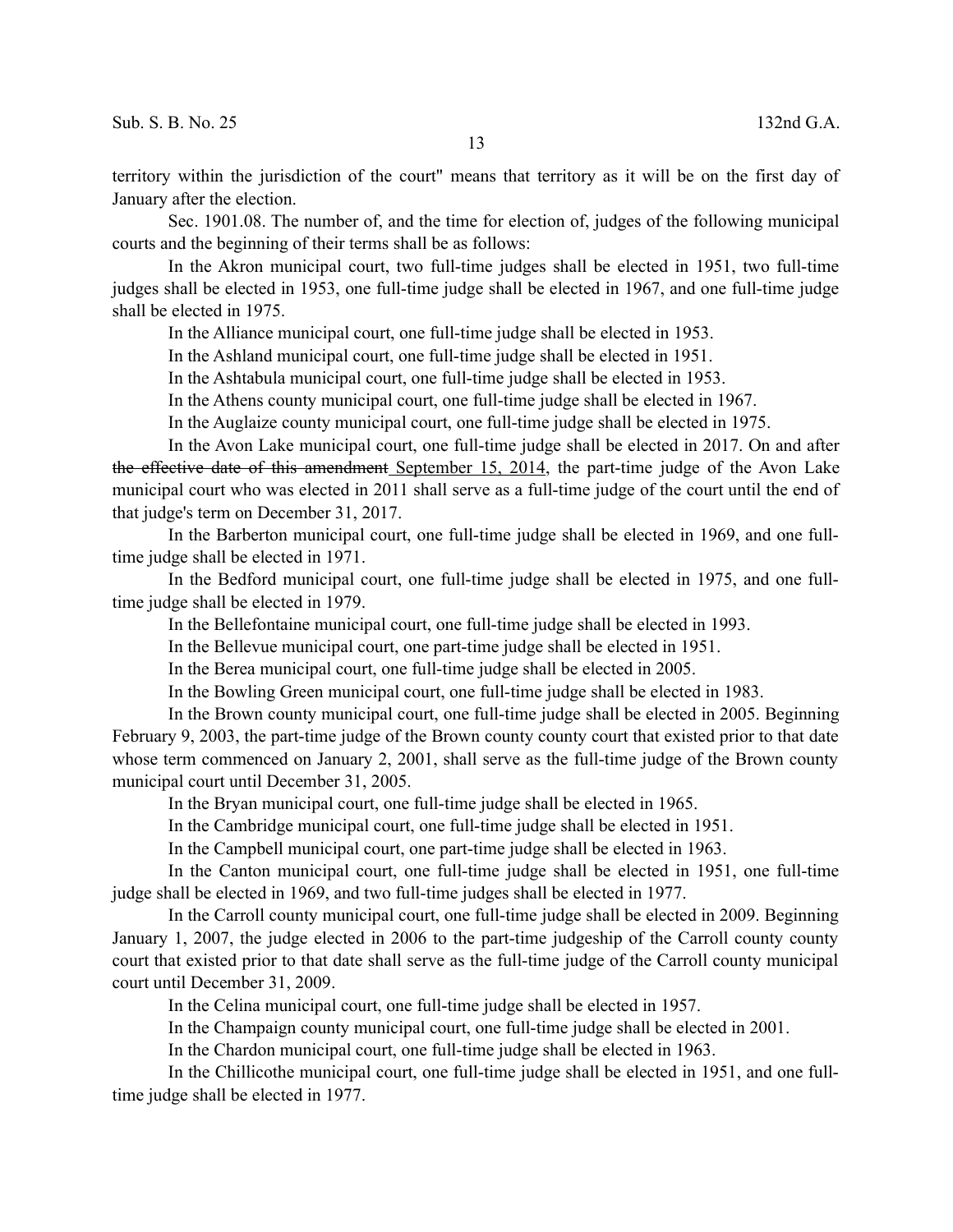territory within the jurisdiction of the court" means that territory as it will be on the first day of January after the election.

Sec. 1901.08. The number of, and the time for election of, judges of the following municipal courts and the beginning of their terms shall be as follows:

In the Akron municipal court, two full-time judges shall be elected in 1951, two full-time judges shall be elected in 1953, one full-time judge shall be elected in 1967, and one full-time judge shall be elected in 1975.

In the Alliance municipal court, one full-time judge shall be elected in 1953.

In the Ashland municipal court, one full-time judge shall be elected in 1951.

In the Ashtabula municipal court, one full-time judge shall be elected in 1953.

In the Athens county municipal court, one full-time judge shall be elected in 1967.

In the Auglaize county municipal court, one full-time judge shall be elected in 1975.

In the Avon Lake municipal court, one full-time judge shall be elected in 2017. On and after ~~the effective date of this amendment~~ <u>September 15, 2014</u>, the part-time judge of the Avon Lake municipal court who was elected in 2011 shall serve as a full-time judge of the court until the end of that judge's term on December 31, 2017.

In the Barberton municipal court, one full-time judge shall be elected in 1969, and one full-time judge shall be elected in 1971.

In the Bedford municipal court, one full-time judge shall be elected in 1975, and one full-time judge shall be elected in 1979.

In the Bellefontaine municipal court, one full-time judge shall be elected in 1993.

In the Bellevue municipal court, one part-time judge shall be elected in 1951.

In the Berea municipal court, one full-time judge shall be elected in 2005.

In the Bowling Green municipal court, one full-time judge shall be elected in 1983.

In the Brown county municipal court, one full-time judge shall be elected in 2005. Beginning February 9, 2003, the part-time judge of the Brown county county court that existed prior to that date whose term commenced on January 2, 2001, shall serve as the full-time judge of the Brown county municipal court until December 31, 2005.

In the Bryan municipal court, one full-time judge shall be elected in 1965.

In the Cambridge municipal court, one full-time judge shall be elected in 1951.

In the Campbell municipal court, one part-time judge shall be elected in 1963.

In the Canton municipal court, one full-time judge shall be elected in 1951, one full-time judge shall be elected in 1969, and two full-time judges shall be elected in 1977.

In the Carroll county municipal court, one full-time judge shall be elected in 2009. Beginning January 1, 2007, the judge elected in 2006 to the part-time judgeship of the Carroll county county court that existed prior to that date shall serve as the full-time judge of the Carroll county municipal court until December 31, 2009.

In the Celina municipal court, one full-time judge shall be elected in 1957.

In the Champaign county municipal court, one full-time judge shall be elected in 2001.

In the Chardon municipal court, one full-time judge shall be elected in 1963.

In the Chillicothe municipal court, one full-time judge shall be elected in 1951, and one full-time judge shall be elected in 1977.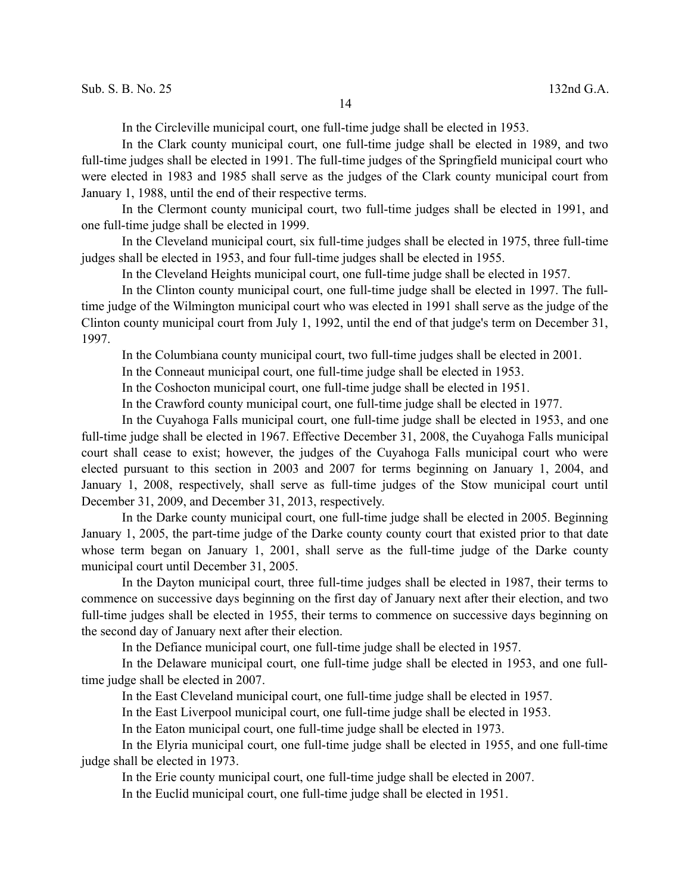In the Circleville municipal court, one full-time judge shall be elected in 1953.

In the Clark county municipal court, one full-time judge shall be elected in 1989, and two full-time judges shall be elected in 1991. The full-time judges of the Springfield municipal court who were elected in 1983 and 1985 shall serve as the judges of the Clark county municipal court from January 1, 1988, until the end of their respective terms.

In the Clermont county municipal court, two full-time judges shall be elected in 1991, and one full-time judge shall be elected in 1999.

In the Cleveland municipal court, six full-time judges shall be elected in 1975, three full-time judges shall be elected in 1953, and four full-time judges shall be elected in 1955.

In the Cleveland Heights municipal court, one full-time judge shall be elected in 1957.

In the Clinton county municipal court, one full-time judge shall be elected in 1997. The full-time judge of the Wilmington municipal court who was elected in 1991 shall serve as the judge of the Clinton county municipal court from July 1, 1992, until the end of that judge's term on December 31, 1997.

In the Columbiana county municipal court, two full-time judges shall be elected in 2001.

In the Conneaut municipal court, one full-time judge shall be elected in 1953.

In the Coshocton municipal court, one full-time judge shall be elected in 1951.

In the Crawford county municipal court, one full-time judge shall be elected in 1977.

In the Cuyahoga Falls municipal court, one full-time judge shall be elected in 1953, and one full-time judge shall be elected in 1967. Effective December 31, 2008, the Cuyahoga Falls municipal court shall cease to exist; however, the judges of the Cuyahoga Falls municipal court who were elected pursuant to this section in 2003 and 2007 for terms beginning on January 1, 2004, and January 1, 2008, respectively, shall serve as full-time judges of the Stow municipal court until December 31, 2009, and December 31, 2013, respectively.

In the Darke county municipal court, one full-time judge shall be elected in 2005. Beginning January 1, 2005, the part-time judge of the Darke county county court that existed prior to that date whose term began on January 1, 2001, shall serve as the full-time judge of the Darke county municipal court until December 31, 2005.

In the Dayton municipal court, three full-time judges shall be elected in 1987, their terms to commence on successive days beginning on the first day of January next after their election, and two full-time judges shall be elected in 1955, their terms to commence on successive days beginning on the second day of January next after their election.

In the Defiance municipal court, one full-time judge shall be elected in 1957.

In the Delaware municipal court, one full-time judge shall be elected in 1953, and one full-time judge shall be elected in 2007.

In the East Cleveland municipal court, one full-time judge shall be elected in 1957.

In the East Liverpool municipal court, one full-time judge shall be elected in 1953.

In the Eaton municipal court, one full-time judge shall be elected in 1973.

In the Elyria municipal court, one full-time judge shall be elected in 1955, and one full-time judge shall be elected in 1973.

In the Erie county municipal court, one full-time judge shall be elected in 2007.

In the Euclid municipal court, one full-time judge shall be elected in 1951.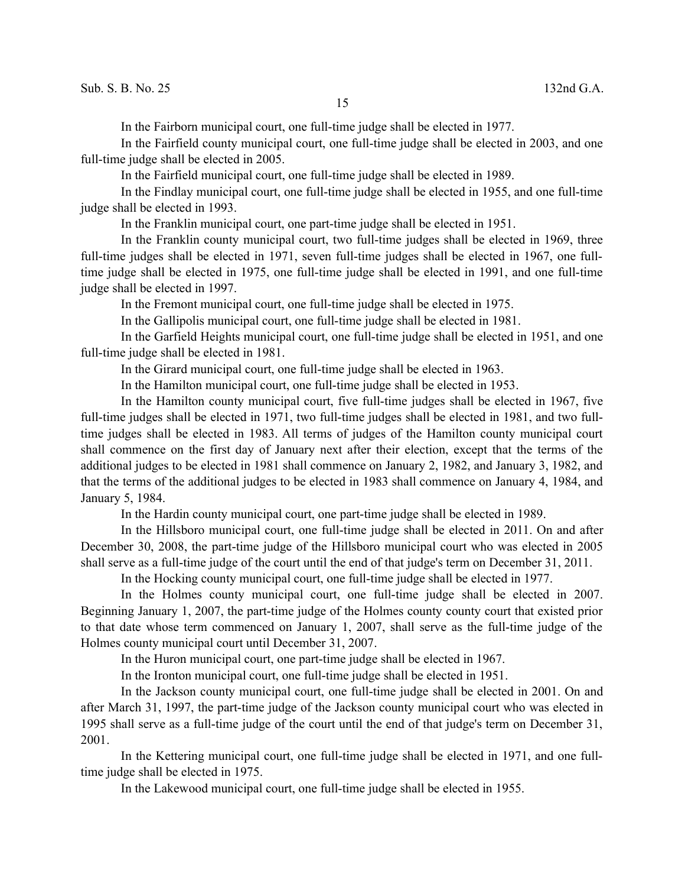In the Fairborn municipal court, one full-time judge shall be elected in 1977.

In the Fairfield county municipal court, one full-time judge shall be elected in 2003, and one full-time judge shall be elected in 2005.

In the Fairfield municipal court, one full-time judge shall be elected in 1989.

In the Findlay municipal court, one full-time judge shall be elected in 1955, and one full-time judge shall be elected in 1993.

In the Franklin municipal court, one part-time judge shall be elected in 1951.

In the Franklin county municipal court, two full-time judges shall be elected in 1969, three full-time judges shall be elected in 1971, seven full-time judges shall be elected in 1967, one full-time judge shall be elected in 1975, one full-time judge shall be elected in 1991, and one full-time judge shall be elected in 1997.

In the Fremont municipal court, one full-time judge shall be elected in 1975.

In the Gallipolis municipal court, one full-time judge shall be elected in 1981.

In the Garfield Heights municipal court, one full-time judge shall be elected in 1951, and one full-time judge shall be elected in 1981.

In the Girard municipal court, one full-time judge shall be elected in 1963.

In the Hamilton municipal court, one full-time judge shall be elected in 1953.

In the Hamilton county municipal court, five full-time judges shall be elected in 1967, five full-time judges shall be elected in 1971, two full-time judges shall be elected in 1981, and two full-time judges shall be elected in 1983. All terms of judges of the Hamilton county municipal court shall commence on the first day of January next after their election, except that the terms of the additional judges to be elected in 1981 shall commence on January 2, 1982, and January 3, 1982, and that the terms of the additional judges to be elected in 1983 shall commence on January 4, 1984, and January 5, 1984.

In the Hardin county municipal court, one part-time judge shall be elected in 1989.

In the Hillsboro municipal court, one full-time judge shall be elected in 2011. On and after December 30, 2008, the part-time judge of the Hillsboro municipal court who was elected in 2005 shall serve as a full-time judge of the court until the end of that judge's term on December 31, 2011.

In the Hocking county municipal court, one full-time judge shall be elected in 1977.

In the Holmes county municipal court, one full-time judge shall be elected in 2007. Beginning January 1, 2007, the part-time judge of the Holmes county county court that existed prior to that date whose term commenced on January 1, 2007, shall serve as the full-time judge of the Holmes county municipal court until December 31, 2007.

In the Huron municipal court, one part-time judge shall be elected in 1967.

In the Ironton municipal court, one full-time judge shall be elected in 1951.

In the Jackson county municipal court, one full-time judge shall be elected in 2001. On and after March 31, 1997, the part-time judge of the Jackson county municipal court who was elected in 1995 shall serve as a full-time judge of the court until the end of that judge's term on December 31, 2001.

In the Kettering municipal court, one full-time judge shall be elected in 1971, and one full-time judge shall be elected in 1975.

In the Lakewood municipal court, one full-time judge shall be elected in 1955.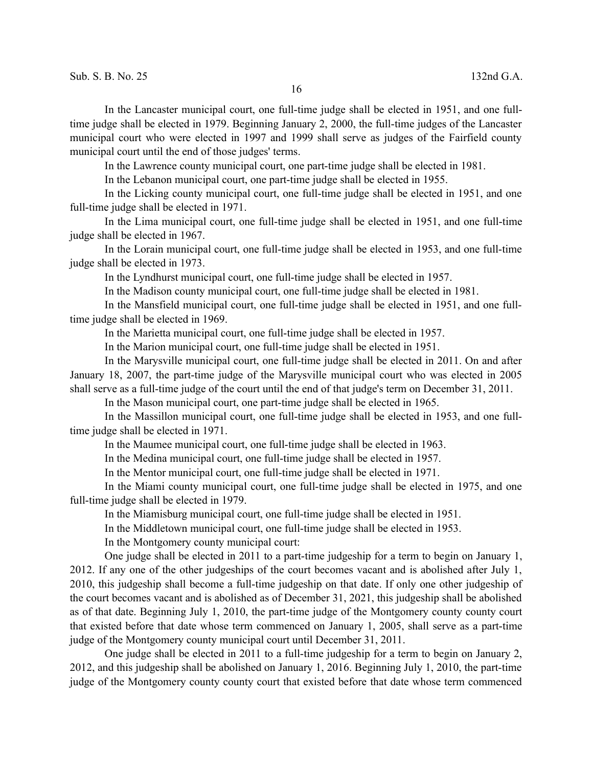In the Lancaster municipal court, one full-time judge shall be elected in 1951, and one full-time judge shall be elected in 1979. Beginning January 2, 2000, the full-time judges of the Lancaster municipal court who were elected in 1997 and 1999 shall serve as judges of the Fairfield county municipal court until the end of those judges' terms.

In the Lawrence county municipal court, one part-time judge shall be elected in 1981.

In the Lebanon municipal court, one part-time judge shall be elected in 1955.

In the Licking county municipal court, one full-time judge shall be elected in 1951, and one full-time judge shall be elected in 1971.

In the Lima municipal court, one full-time judge shall be elected in 1951, and one full-time judge shall be elected in 1967.

In the Lorain municipal court, one full-time judge shall be elected in 1953, and one full-time judge shall be elected in 1973.

In the Lyndhurst municipal court, one full-time judge shall be elected in 1957.

In the Madison county municipal court, one full-time judge shall be elected in 1981.

In the Mansfield municipal court, one full-time judge shall be elected in 1951, and one full-time judge shall be elected in 1969.

In the Marietta municipal court, one full-time judge shall be elected in 1957.

In the Marion municipal court, one full-time judge shall be elected in 1951.

In the Marysville municipal court, one full-time judge shall be elected in 2011. On and after January 18, 2007, the part-time judge of the Marysville municipal court who was elected in 2005 shall serve as a full-time judge of the court until the end of that judge's term on December 31, 2011.

In the Mason municipal court, one part-time judge shall be elected in 1965.

In the Massillon municipal court, one full-time judge shall be elected in 1953, and one full-time judge shall be elected in 1971.

In the Maumee municipal court, one full-time judge shall be elected in 1963.

In the Medina municipal court, one full-time judge shall be elected in 1957.

In the Mentor municipal court, one full-time judge shall be elected in 1971.

In the Miami county municipal court, one full-time judge shall be elected in 1975, and one full-time judge shall be elected in 1979.

In the Miamisburg municipal court, one full-time judge shall be elected in 1951.

In the Middletown municipal court, one full-time judge shall be elected in 1953.

In the Montgomery county municipal court:

One judge shall be elected in 2011 to a part-time judgeship for a term to begin on January 1, 2012. If any one of the other judgeships of the court becomes vacant and is abolished after July 1, 2010, this judgeship shall become a full-time judgeship on that date. If only one other judgeship of the court becomes vacant and is abolished as of December 31, 2021, this judgeship shall be abolished as of that date. Beginning July 1, 2010, the part-time judge of the Montgomery county county court that existed before that date whose term commenced on January 1, 2005, shall serve as a part-time judge of the Montgomery county municipal court until December 31, 2011.

One judge shall be elected in 2011 to a full-time judgeship for a term to begin on January 2, 2012, and this judgeship shall be abolished on January 1, 2016. Beginning July 1, 2010, the part-time judge of the Montgomery county county court that existed before that date whose term commenced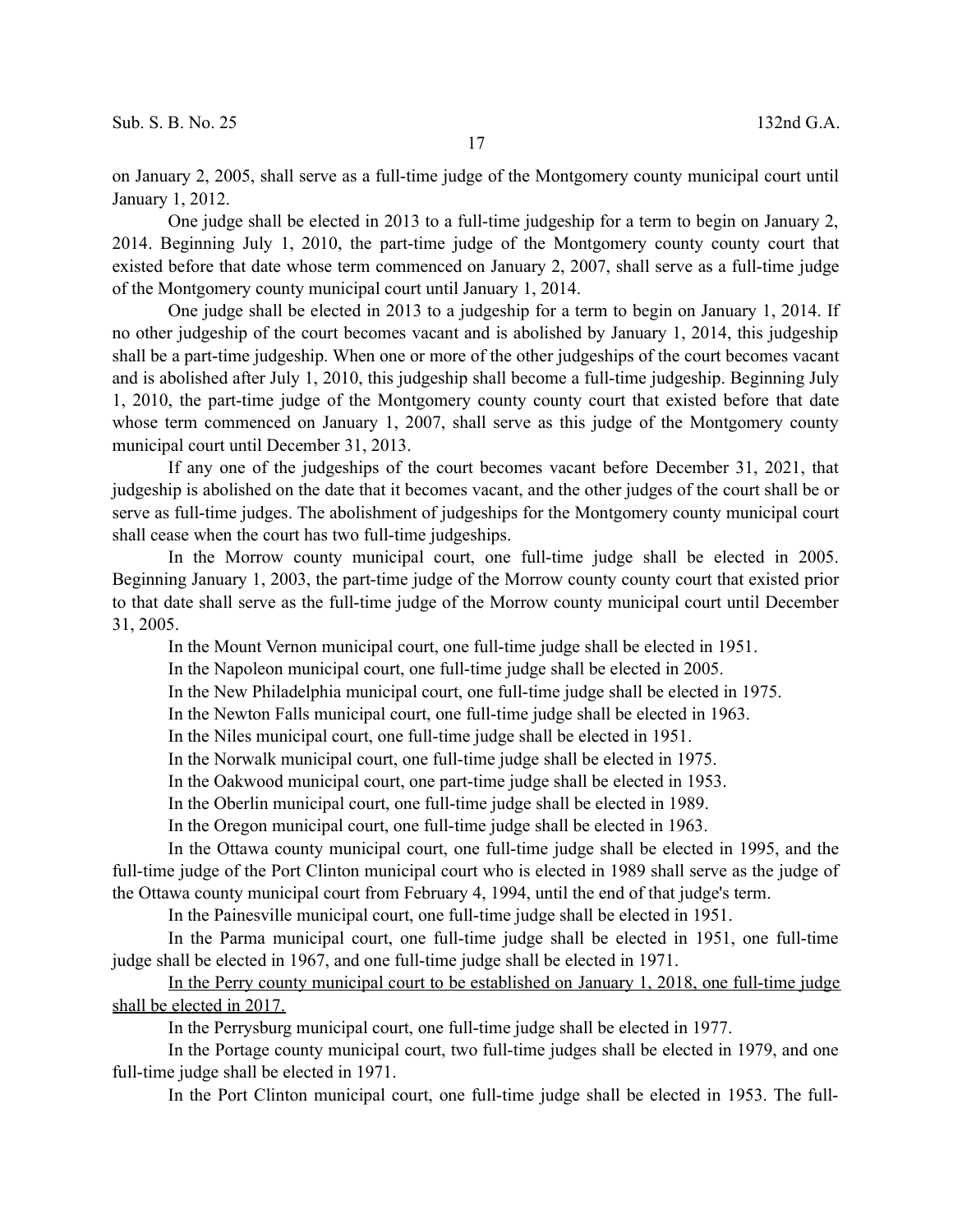on January 2, 2005, shall serve as a full-time judge of the Montgomery county municipal court until January 1, 2012.

One judge shall be elected in 2013 to a full-time judgeship for a term to begin on January 2, 2014. Beginning July 1, 2010, the part-time judge of the Montgomery county county court that existed before that date whose term commenced on January 2, 2007, shall serve as a full-time judge of the Montgomery county municipal court until January 1, 2014.

One judge shall be elected in 2013 to a judgeship for a term to begin on January 1, 2014. If no other judgeship of the court becomes vacant and is abolished by January 1, 2014, this judgeship shall be a part-time judgeship. When one or more of the other judgeships of the court becomes vacant and is abolished after July 1, 2010, this judgeship shall become a full-time judgeship. Beginning July 1, 2010, the part-time judge of the Montgomery county county court that existed before that date whose term commenced on January 1, 2007, shall serve as this judge of the Montgomery county municipal court until December 31, 2013.

If any one of the judgeships of the court becomes vacant before December 31, 2021, that judgeship is abolished on the date that it becomes vacant, and the other judges of the court shall be or serve as full-time judges. The abolishment of judgeships for the Montgomery county municipal court shall cease when the court has two full-time judgeships.

In the Morrow county municipal court, one full-time judge shall be elected in 2005. Beginning January 1, 2003, the part-time judge of the Morrow county county court that existed prior to that date shall serve as the full-time judge of the Morrow county municipal court until December 31, 2005.

In the Mount Vernon municipal court, one full-time judge shall be elected in 1951.

In the Napoleon municipal court, one full-time judge shall be elected in 2005.

In the New Philadelphia municipal court, one full-time judge shall be elected in 1975.

In the Newton Falls municipal court, one full-time judge shall be elected in 1963.

In the Niles municipal court, one full-time judge shall be elected in 1951.

In the Norwalk municipal court, one full-time judge shall be elected in 1975.

In the Oakwood municipal court, one part-time judge shall be elected in 1953.

In the Oberlin municipal court, one full-time judge shall be elected in 1989.

In the Oregon municipal court, one full-time judge shall be elected in 1963.

In the Ottawa county municipal court, one full-time judge shall be elected in 1995, and the full-time judge of the Port Clinton municipal court who is elected in 1989 shall serve as the judge of the Ottawa county municipal court from February 4, 1994, until the end of that judge's term.

In the Painesville municipal court, one full-time judge shall be elected in 1951.

In the Parma municipal court, one full-time judge shall be elected in 1951, one full-time judge shall be elected in 1967, and one full-time judge shall be elected in 1971.

<u>In the Perry county municipal court to be established on January 1, 2018, one full-time judge shall be elected in 2017.</u>

In the Perrysburg municipal court, one full-time judge shall be elected in 1977.

In the Portage county municipal court, two full-time judges shall be elected in 1979, and one full-time judge shall be elected in 1971.

In the Port Clinton municipal court, one full-time judge shall be elected in 1953. The full-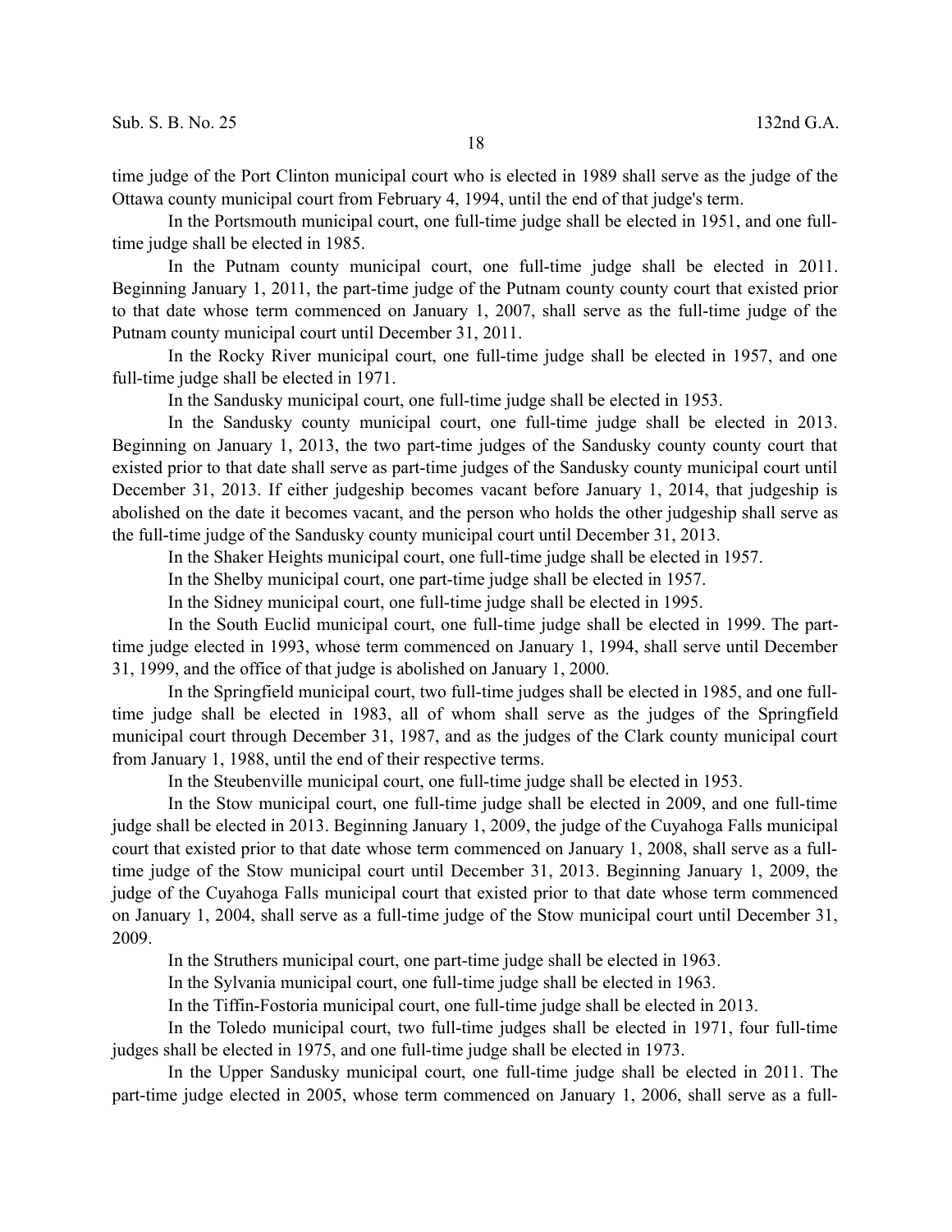time judge of the Port Clinton municipal court who is elected in 1989 shall serve as the judge of the Ottawa county municipal court from February 4, 1994, until the end of that judge's term.

In the Portsmouth municipal court, one full-time judge shall be elected in 1951, and one full-time judge shall be elected in 1985.

In the Putnam county municipal court, one full-time judge shall be elected in 2011. Beginning January 1, 2011, the part-time judge of the Putnam county county court that existed prior to that date whose term commenced on January 1, 2007, shall serve as the full-time judge of the Putnam county municipal court until December 31, 2011.

In the Rocky River municipal court, one full-time judge shall be elected in 1957, and one full-time judge shall be elected in 1971.

In the Sandusky municipal court, one full-time judge shall be elected in 1953.

In the Sandusky county municipal court, one full-time judge shall be elected in 2013. Beginning on January 1, 2013, the two part-time judges of the Sandusky county county court that existed prior to that date shall serve as part-time judges of the Sandusky county municipal court until December 31, 2013. If either judgeship becomes vacant before January 1, 2014, that judgeship is abolished on the date it becomes vacant, and the person who holds the other judgeship shall serve as the full-time judge of the Sandusky county municipal court until December 31, 2013.

In the Shaker Heights municipal court, one full-time judge shall be elected in 1957.

In the Shelby municipal court, one part-time judge shall be elected in 1957.

In the Sidney municipal court, one full-time judge shall be elected in 1995.

In the South Euclid municipal court, one full-time judge shall be elected in 1999. The part-time judge elected in 1993, whose term commenced on January 1, 1994, shall serve until December 31, 1999, and the office of that judge is abolished on January 1, 2000.

In the Springfield municipal court, two full-time judges shall be elected in 1985, and one full-time judge shall be elected in 1983, all of whom shall serve as the judges of the Springfield municipal court through December 31, 1987, and as the judges of the Clark county municipal court from January 1, 1988, until the end of their respective terms.

In the Steubenville municipal court, one full-time judge shall be elected in 1953.

In the Stow municipal court, one full-time judge shall be elected in 2009, and one full-time judge shall be elected in 2013. Beginning January 1, 2009, the judge of the Cuyahoga Falls municipal court that existed prior to that date whose term commenced on January 1, 2008, shall serve as a full-time judge of the Stow municipal court until December 31, 2013. Beginning January 1, 2009, the judge of the Cuyahoga Falls municipal court that existed prior to that date whose term commenced on January 1, 2004, shall serve as a full-time judge of the Stow municipal court until December 31, 2009.

In the Struthers municipal court, one part-time judge shall be elected in 1963.

In the Sylvania municipal court, one full-time judge shall be elected in 1963.

In the Tiffin-Fostoria municipal court, one full-time judge shall be elected in 2013.

In the Toledo municipal court, two full-time judges shall be elected in 1971, four full-time judges shall be elected in 1975, and one full-time judge shall be elected in 1973.

In the Upper Sandusky municipal court, one full-time judge shall be elected in 2011. The part-time judge elected in 2005, whose term commenced on January 1, 2006, shall serve as a full-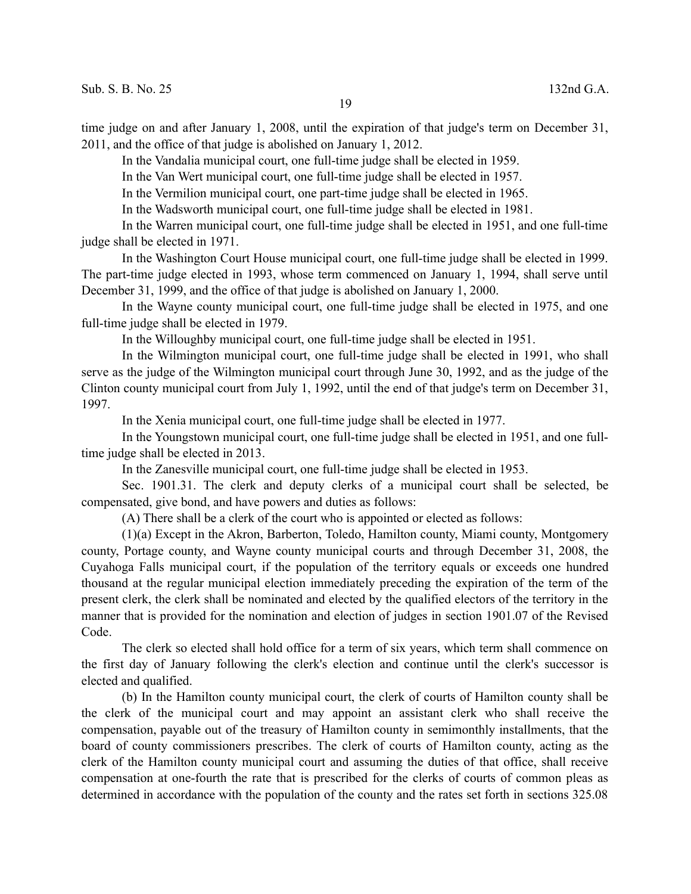time judge on and after January 1, 2008, until the expiration of that judge's term on December 31, 2011, and the office of that judge is abolished on January 1, 2012.

In the Vandalia municipal court, one full-time judge shall be elected in 1959.

In the Van Wert municipal court, one full-time judge shall be elected in 1957.

In the Vermilion municipal court, one part-time judge shall be elected in 1965.

In the Wadsworth municipal court, one full-time judge shall be elected in 1981.

In the Warren municipal court, one full-time judge shall be elected in 1951, and one full-time judge shall be elected in 1971.

In the Washington Court House municipal court, one full-time judge shall be elected in 1999. The part-time judge elected in 1993, whose term commenced on January 1, 1994, shall serve until December 31, 1999, and the office of that judge is abolished on January 1, 2000.

In the Wayne county municipal court, one full-time judge shall be elected in 1975, and one full-time judge shall be elected in 1979.

In the Willoughby municipal court, one full-time judge shall be elected in 1951.

In the Wilmington municipal court, one full-time judge shall be elected in 1991, who shall serve as the judge of the Wilmington municipal court through June 30, 1992, and as the judge of the Clinton county municipal court from July 1, 1992, until the end of that judge's term on December 31, 1997.

In the Xenia municipal court, one full-time judge shall be elected in 1977.

In the Youngstown municipal court, one full-time judge shall be elected in 1951, and one full-time judge shall be elected in 2013.

In the Zanesville municipal court, one full-time judge shall be elected in 1953.

Sec. 1901.31. The clerk and deputy clerks of a municipal court shall be selected, be compensated, give bond, and have powers and duties as follows:

(A) There shall be a clerk of the court who is appointed or elected as follows:

(1)(a) Except in the Akron, Barberton, Toledo, Hamilton county, Miami county, Montgomery county, Portage county, and Wayne county municipal courts and through December 31, 2008, the Cuyahoga Falls municipal court, if the population of the territory equals or exceeds one hundred thousand at the regular municipal election immediately preceding the expiration of the term of the present clerk, the clerk shall be nominated and elected by the qualified electors of the territory in the manner that is provided for the nomination and election of judges in section 1901.07 of the Revised Code.

The clerk so elected shall hold office for a term of six years, which term shall commence on the first day of January following the clerk's election and continue until the clerk's successor is elected and qualified.

(b) In the Hamilton county municipal court, the clerk of courts of Hamilton county shall be the clerk of the municipal court and may appoint an assistant clerk who shall receive the compensation, payable out of the treasury of Hamilton county in semimonthly installments, that the board of county commissioners prescribes. The clerk of courts of Hamilton county, acting as the clerk of the Hamilton county municipal court and assuming the duties of that office, shall receive compensation at one-fourth the rate that is prescribed for the clerks of courts of common pleas as determined in accordance with the population of the county and the rates set forth in sections 325.08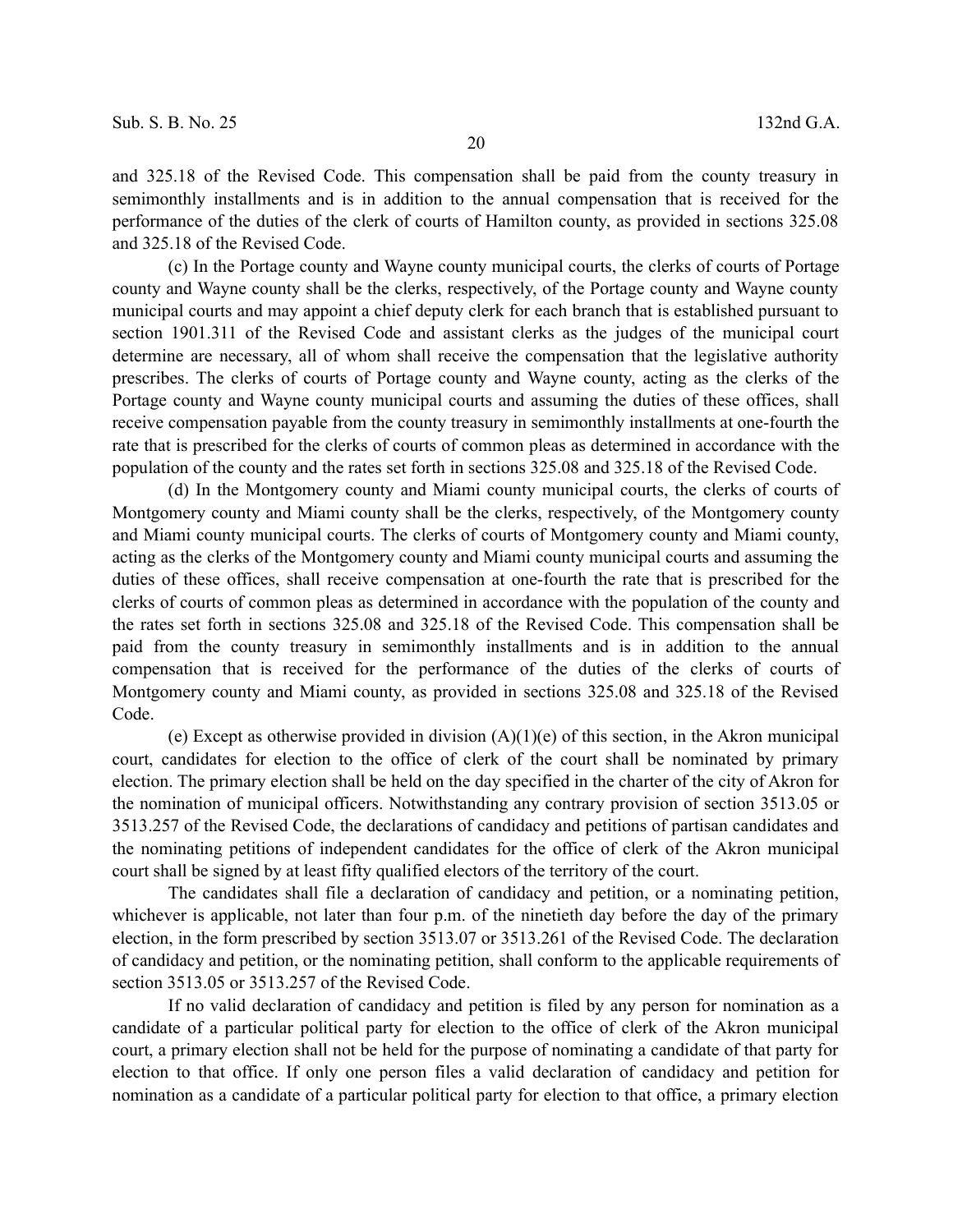and 325.18 of the Revised Code. This compensation shall be paid from the county treasury in semimonthly installments and is in addition to the annual compensation that is received for the performance of the duties of the clerk of courts of Hamilton county, as provided in sections 325.08 and 325.18 of the Revised Code.

(c) In the Portage county and Wayne county municipal courts, the clerks of courts of Portage county and Wayne county shall be the clerks, respectively, of the Portage county and Wayne county municipal courts and may appoint a chief deputy clerk for each branch that is established pursuant to section 1901.311 of the Revised Code and assistant clerks as the judges of the municipal court determine are necessary, all of whom shall receive the compensation that the legislative authority prescribes. The clerks of courts of Portage county and Wayne county, acting as the clerks of the Portage county and Wayne county municipal courts and assuming the duties of these offices, shall receive compensation payable from the county treasury in semimonthly installments at one-fourth the rate that is prescribed for the clerks of courts of common pleas as determined in accordance with the population of the county and the rates set forth in sections 325.08 and 325.18 of the Revised Code.

(d) In the Montgomery county and Miami county municipal courts, the clerks of courts of Montgomery county and Miami county shall be the clerks, respectively, of the Montgomery county and Miami county municipal courts. The clerks of courts of Montgomery county and Miami county, acting as the clerks of the Montgomery county and Miami county municipal courts and assuming the duties of these offices, shall receive compensation at one-fourth the rate that is prescribed for the clerks of courts of common pleas as determined in accordance with the population of the county and the rates set forth in sections 325.08 and 325.18 of the Revised Code. This compensation shall be paid from the county treasury in semimonthly installments and is in addition to the annual compensation that is received for the performance of the duties of the clerks of courts of Montgomery county and Miami county, as provided in sections 325.08 and 325.18 of the Revised Code.

(e) Except as otherwise provided in division (A)(1)(e) of this section, in the Akron municipal court, candidates for election to the office of clerk of the court shall be nominated by primary election. The primary election shall be held on the day specified in the charter of the city of Akron for the nomination of municipal officers. Notwithstanding any contrary provision of section 3513.05 or 3513.257 of the Revised Code, the declarations of candidacy and petitions of partisan candidates and the nominating petitions of independent candidates for the office of clerk of the Akron municipal court shall be signed by at least fifty qualified electors of the territory of the court.

The candidates shall file a declaration of candidacy and petition, or a nominating petition, whichever is applicable, not later than four p.m. of the ninetieth day before the day of the primary election, in the form prescribed by section 3513.07 or 3513.261 of the Revised Code. The declaration of candidacy and petition, or the nominating petition, shall conform to the applicable requirements of section 3513.05 or 3513.257 of the Revised Code.

If no valid declaration of candidacy and petition is filed by any person for nomination as a candidate of a particular political party for election to the office of clerk of the Akron municipal court, a primary election shall not be held for the purpose of nominating a candidate of that party for election to that office. If only one person files a valid declaration of candidacy and petition for nomination as a candidate of a particular political party for election to that office, a primary election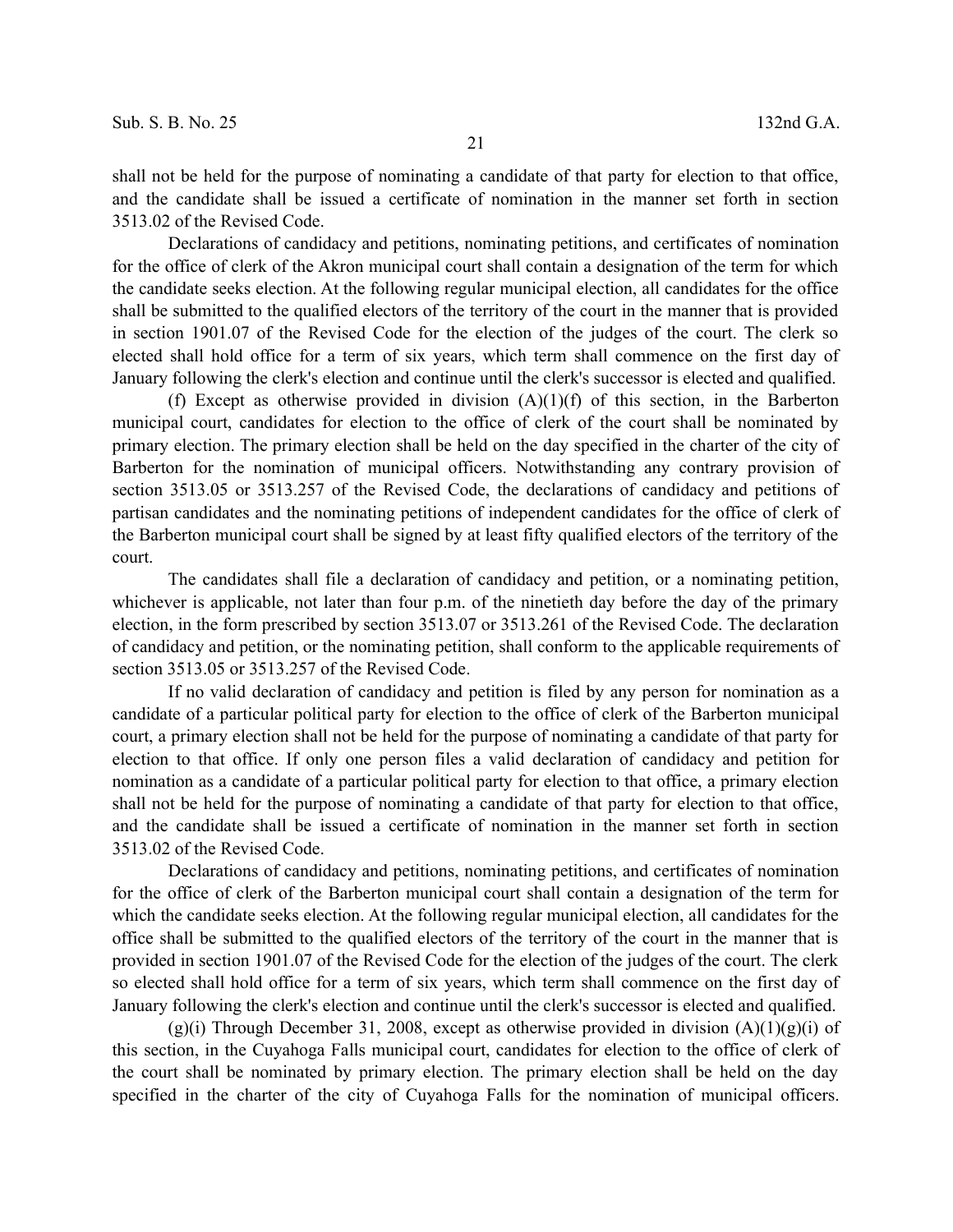shall not be held for the purpose of nominating a candidate of that party for election to that office, and the candidate shall be issued a certificate of nomination in the manner set forth in section 3513.02 of the Revised Code.

Declarations of candidacy and petitions, nominating petitions, and certificates of nomination for the office of clerk of the Akron municipal court shall contain a designation of the term for which the candidate seeks election. At the following regular municipal election, all candidates for the office shall be submitted to the qualified electors of the territory of the court in the manner that is provided in section 1901.07 of the Revised Code for the election of the judges of the court. The clerk so elected shall hold office for a term of six years, which term shall commence on the first day of January following the clerk's election and continue until the clerk's successor is elected and qualified.

(f) Except as otherwise provided in division (A)(1)(f) of this section, in the Barberton municipal court, candidates for election to the office of clerk of the court shall be nominated by primary election. The primary election shall be held on the day specified in the charter of the city of Barberton for the nomination of municipal officers. Notwithstanding any contrary provision of section 3513.05 or 3513.257 of the Revised Code, the declarations of candidacy and petitions of partisan candidates and the nominating petitions of independent candidates for the office of clerk of the Barberton municipal court shall be signed by at least fifty qualified electors of the territory of the court.

The candidates shall file a declaration of candidacy and petition, or a nominating petition, whichever is applicable, not later than four p.m. of the ninetieth day before the day of the primary election, in the form prescribed by section 3513.07 or 3513.261 of the Revised Code. The declaration of candidacy and petition, or the nominating petition, shall conform to the applicable requirements of section 3513.05 or 3513.257 of the Revised Code.

If no valid declaration of candidacy and petition is filed by any person for nomination as a candidate of a particular political party for election to the office of clerk of the Barberton municipal court, a primary election shall not be held for the purpose of nominating a candidate of that party for election to that office. If only one person files a valid declaration of candidacy and petition for nomination as a candidate of a particular political party for election to that office, a primary election shall not be held for the purpose of nominating a candidate of that party for election to that office, and the candidate shall be issued a certificate of nomination in the manner set forth in section 3513.02 of the Revised Code.

Declarations of candidacy and petitions, nominating petitions, and certificates of nomination for the office of clerk of the Barberton municipal court shall contain a designation of the term for which the candidate seeks election. At the following regular municipal election, all candidates for the office shall be submitted to the qualified electors of the territory of the court in the manner that is provided in section 1901.07 of the Revised Code for the election of the judges of the court. The clerk so elected shall hold office for a term of six years, which term shall commence on the first day of January following the clerk's election and continue until the clerk's successor is elected and qualified.

(g)(i) Through December 31, 2008, except as otherwise provided in division (A)(1)(g)(i) of this section, in the Cuyahoga Falls municipal court, candidates for election to the office of clerk of the court shall be nominated by primary election. The primary election shall be held on the day specified in the charter of the city of Cuyahoga Falls for the nomination of municipal officers.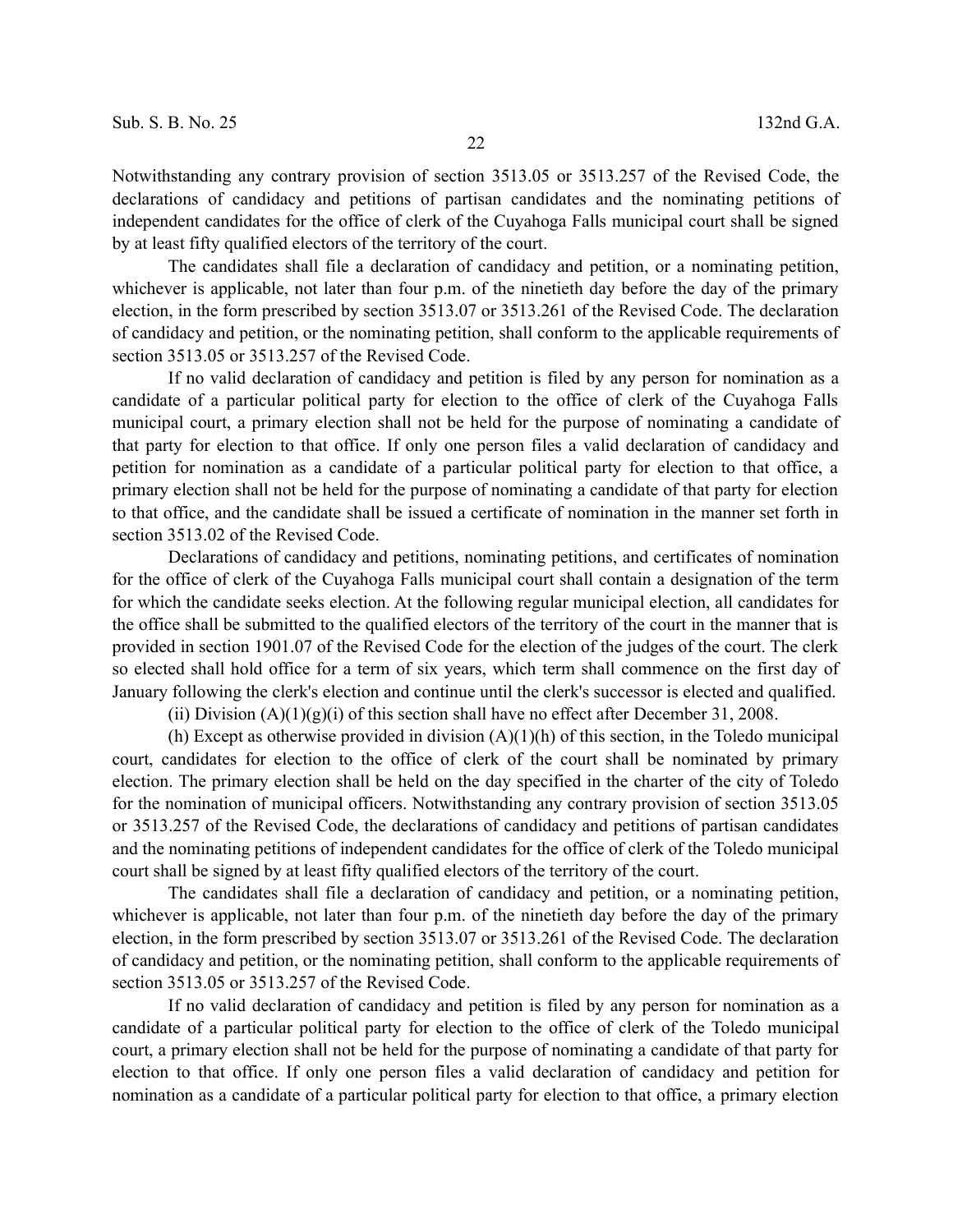Notwithstanding any contrary provision of section 3513.05 or 3513.257 of the Revised Code, the declarations of candidacy and petitions of partisan candidates and the nominating petitions of independent candidates for the office of clerk of the Cuyahoga Falls municipal court shall be signed by at least fifty qualified electors of the territory of the court.

The candidates shall file a declaration of candidacy and petition, or a nominating petition, whichever is applicable, not later than four p.m. of the ninetieth day before the day of the primary election, in the form prescribed by section 3513.07 or 3513.261 of the Revised Code. The declaration of candidacy and petition, or the nominating petition, shall conform to the applicable requirements of section 3513.05 or 3513.257 of the Revised Code.

If no valid declaration of candidacy and petition is filed by any person for nomination as a candidate of a particular political party for election to the office of clerk of the Cuyahoga Falls municipal court, a primary election shall not be held for the purpose of nominating a candidate of that party for election to that office. If only one person files a valid declaration of candidacy and petition for nomination as a candidate of a particular political party for election to that office, a primary election shall not be held for the purpose of nominating a candidate of that party for election to that office, and the candidate shall be issued a certificate of nomination in the manner set forth in section 3513.02 of the Revised Code.

Declarations of candidacy and petitions, nominating petitions, and certificates of nomination for the office of clerk of the Cuyahoga Falls municipal court shall contain a designation of the term for which the candidate seeks election. At the following regular municipal election, all candidates for the office shall be submitted to the qualified electors of the territory of the court in the manner that is provided in section 1901.07 of the Revised Code for the election of the judges of the court. The clerk so elected shall hold office for a term of six years, which term shall commence on the first day of January following the clerk's election and continue until the clerk's successor is elected and qualified.

(ii) Division (A)(1)(g)(i) of this section shall have no effect after December 31, 2008.

(h) Except as otherwise provided in division (A)(1)(h) of this section, in the Toledo municipal court, candidates for election to the office of clerk of the court shall be nominated by primary election. The primary election shall be held on the day specified in the charter of the city of Toledo for the nomination of municipal officers. Notwithstanding any contrary provision of section 3513.05 or 3513.257 of the Revised Code, the declarations of candidacy and petitions of partisan candidates and the nominating petitions of independent candidates for the office of clerk of the Toledo municipal court shall be signed by at least fifty qualified electors of the territory of the court.

The candidates shall file a declaration of candidacy and petition, or a nominating petition, whichever is applicable, not later than four p.m. of the ninetieth day before the day of the primary election, in the form prescribed by section 3513.07 or 3513.261 of the Revised Code. The declaration of candidacy and petition, or the nominating petition, shall conform to the applicable requirements of section 3513.05 or 3513.257 of the Revised Code.

If no valid declaration of candidacy and petition is filed by any person for nomination as a candidate of a particular political party for election to the office of clerk of the Toledo municipal court, a primary election shall not be held for the purpose of nominating a candidate of that party for election to that office. If only one person files a valid declaration of candidacy and petition for nomination as a candidate of a particular political party for election to that office, a primary election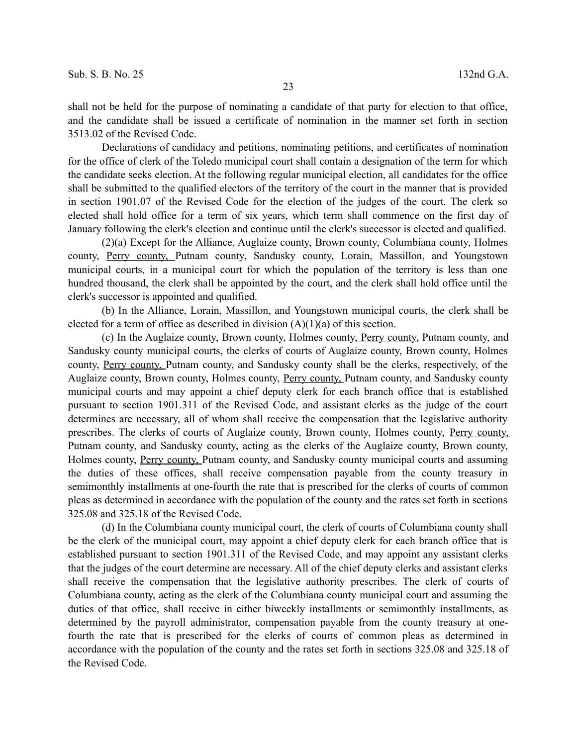shall not be held for the purpose of nominating a candidate of that party for election to that office, and the candidate shall be issued a certificate of nomination in the manner set forth in section 3513.02 of the Revised Code.

Declarations of candidacy and petitions, nominating petitions, and certificates of nomination for the office of clerk of the Toledo municipal court shall contain a designation of the term for which the candidate seeks election. At the following regular municipal election, all candidates for the office shall be submitted to the qualified electors of the territory of the court in the manner that is provided in section 1901.07 of the Revised Code for the election of the judges of the court. The clerk so elected shall hold office for a term of six years, which term shall commence on the first day of January following the clerk's election and continue until the clerk's successor is elected and qualified.

(2)(a) Except for the Alliance, Auglaize county, Brown county, Columbiana county, Holmes county, <u>Perry county,</u> Putnam county, Sandusky county, Lorain, Massillon, and Youngstown municipal courts, in a municipal court for which the population of the territory is less than one hundred thousand, the clerk shall be appointed by the court, and the clerk shall hold office until the clerk's successor is appointed and qualified.

(b) In the Alliance, Lorain, Massillon, and Youngstown municipal courts, the clerk shall be elected for a term of office as described in division (A)(1)(a) of this section.

(c) In the Auglaize county, Brown county, Holmes county, <u>Perry county,</u> Putnam county, and Sandusky county municipal courts, the clerks of courts of Auglaize county, Brown county, Holmes county, <u>Perry county,</u> Putnam county, and Sandusky county shall be the clerks, respectively, of the Auglaize county, Brown county, Holmes county, <u>Perry county,</u> Putnam county, and Sandusky county municipal courts and may appoint a chief deputy clerk for each branch office that is established pursuant to section 1901.311 of the Revised Code, and assistant clerks as the judge of the court determines are necessary, all of whom shall receive the compensation that the legislative authority prescribes. The clerks of courts of Auglaize county, Brown county, Holmes county, <u>Perry county,</u> Putnam county, and Sandusky county, acting as the clerks of the Auglaize county, Brown county, Holmes county, <u>Perry county,</u> Putnam county, and Sandusky county municipal courts and assuming the duties of these offices, shall receive compensation payable from the county treasury in semimonthly installments at one-fourth the rate that is prescribed for the clerks of courts of common pleas as determined in accordance with the population of the county and the rates set forth in sections 325.08 and 325.18 of the Revised Code.

(d) In the Columbiana county municipal court, the clerk of courts of Columbiana county shall be the clerk of the municipal court, may appoint a chief deputy clerk for each branch office that is established pursuant to section 1901.311 of the Revised Code, and may appoint any assistant clerks that the judges of the court determine are necessary. All of the chief deputy clerks and assistant clerks shall receive the compensation that the legislative authority prescribes. The clerk of courts of Columbiana county, acting as the clerk of the Columbiana county municipal court and assuming the duties of that office, shall receive in either biweekly installments or semimonthly installments, as determined by the payroll administrator, compensation payable from the county treasury at one-fourth the rate that is prescribed for the clerks of courts of common pleas as determined in accordance with the population of the county and the rates set forth in sections 325.08 and 325.18 of the Revised Code.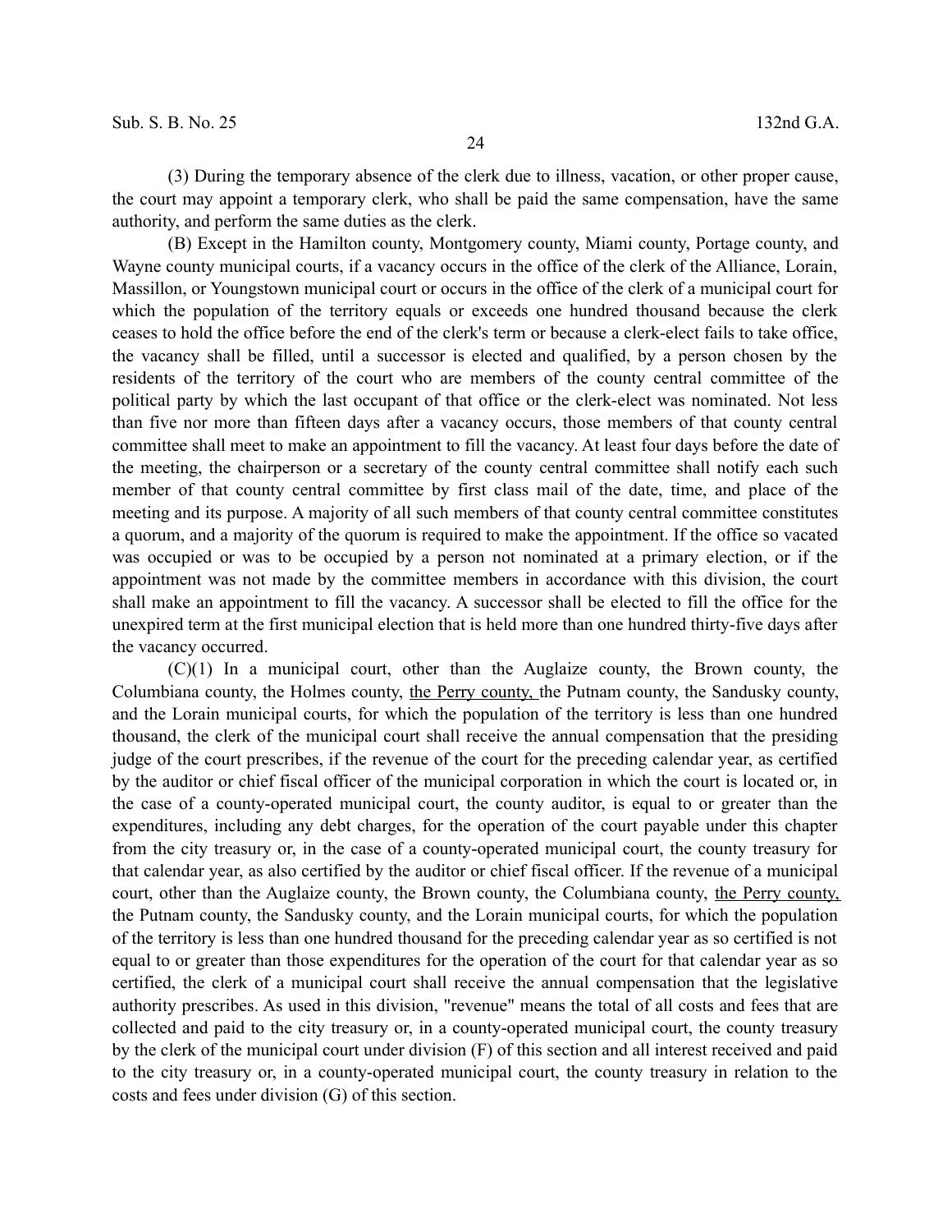(3) During the temporary absence of the clerk due to illness, vacation, or other proper cause, the court may appoint a temporary clerk, who shall be paid the same compensation, have the same authority, and perform the same duties as the clerk.

(B) Except in the Hamilton county, Montgomery county, Miami county, Portage county, and Wayne county municipal courts, if a vacancy occurs in the office of the clerk of the Alliance, Lorain, Massillon, or Youngstown municipal court or occurs in the office of the clerk of a municipal court for which the population of the territory equals or exceeds one hundred thousand because the clerk ceases to hold the office before the end of the clerk's term or because a clerk-elect fails to take office, the vacancy shall be filled, until a successor is elected and qualified, by a person chosen by the residents of the territory of the court who are members of the county central committee of the political party by which the last occupant of that office or the clerk-elect was nominated. Not less than five nor more than fifteen days after a vacancy occurs, those members of that county central committee shall meet to make an appointment to fill the vacancy. At least four days before the date of the meeting, the chairperson or a secretary of the county central committee shall notify each such member of that county central committee by first class mail of the date, time, and place of the meeting and its purpose. A majority of all such members of that county central committee constitutes a quorum, and a majority of the quorum is required to make the appointment. If the office so vacated was occupied or was to be occupied by a person not nominated at a primary election, or if the appointment was not made by the committee members in accordance with this division, the court shall make an appointment to fill the vacancy. A successor shall be elected to fill the office for the unexpired term at the first municipal election that is held more than one hundred thirty-five days after the vacancy occurred.

(C)(1) In a municipal court, other than the Auglaize county, the Brown county, the Columbiana county, the Holmes county, the Perry county, the Putnam county, the Sandusky county, and the Lorain municipal courts, for which the population of the territory is less than one hundred thousand, the clerk of the municipal court shall receive the annual compensation that the presiding judge of the court prescribes, if the revenue of the court for the preceding calendar year, as certified by the auditor or chief fiscal officer of the municipal corporation in which the court is located or, in the case of a county-operated municipal court, the county auditor, is equal to or greater than the expenditures, including any debt charges, for the operation of the court payable under this chapter from the city treasury or, in the case of a county-operated municipal court, the county treasury for that calendar year, as also certified by the auditor or chief fiscal officer. If the revenue of a municipal court, other than the Auglaize county, the Brown county, the Columbiana county, the Perry county, the Putnam county, the Sandusky county, and the Lorain municipal courts, for which the population of the territory is less than one hundred thousand for the preceding calendar year as so certified is not equal to or greater than those expenditures for the operation of the court for that calendar year as so certified, the clerk of a municipal court shall receive the annual compensation that the legislative authority prescribes. As used in this division, "revenue" means the total of all costs and fees that are collected and paid to the city treasury or, in a county-operated municipal court, the county treasury by the clerk of the municipal court under division (F) of this section and all interest received and paid to the city treasury or, in a county-operated municipal court, the county treasury in relation to the costs and fees under division (G) of this section.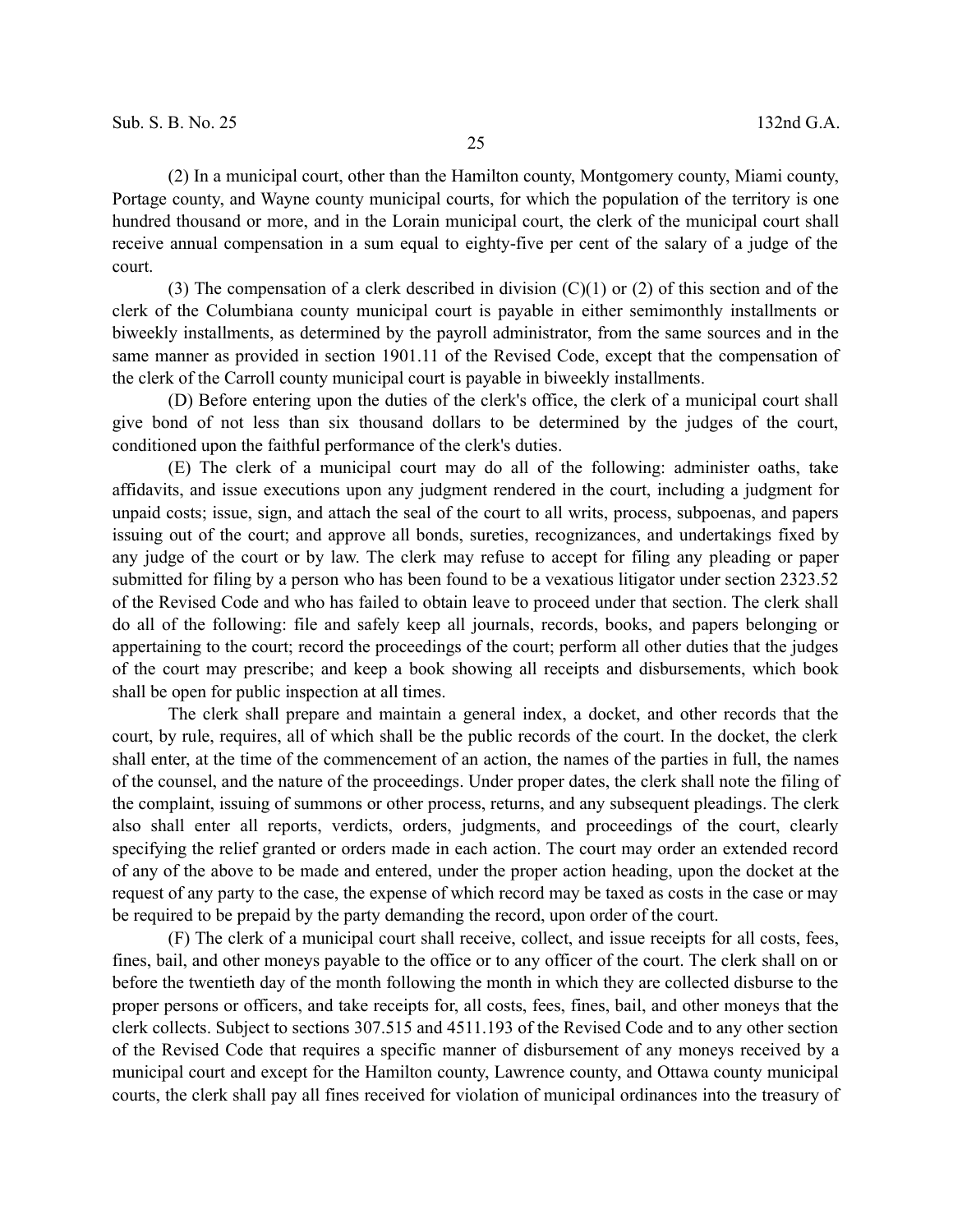(2) In a municipal court, other than the Hamilton county, Montgomery county, Miami county, Portage county, and Wayne county municipal courts, for which the population of the territory is one hundred thousand or more, and in the Lorain municipal court, the clerk of the municipal court shall receive annual compensation in a sum equal to eighty-five per cent of the salary of a judge of the court.

(3) The compensation of a clerk described in division (C)(1) or (2) of this section and of the clerk of the Columbiana county municipal court is payable in either semimonthly installments or biweekly installments, as determined by the payroll administrator, from the same sources and in the same manner as provided in section 1901.11 of the Revised Code, except that the compensation of the clerk of the Carroll county municipal court is payable in biweekly installments.

(D) Before entering upon the duties of the clerk's office, the clerk of a municipal court shall give bond of not less than six thousand dollars to be determined by the judges of the court, conditioned upon the faithful performance of the clerk's duties.

(E) The clerk of a municipal court may do all of the following: administer oaths, take affidavits, and issue executions upon any judgment rendered in the court, including a judgment for unpaid costs; issue, sign, and attach the seal of the court to all writs, process, subpoenas, and papers issuing out of the court; and approve all bonds, sureties, recognizances, and undertakings fixed by any judge of the court or by law. The clerk may refuse to accept for filing any pleading or paper submitted for filing by a person who has been found to be a vexatious litigator under section 2323.52 of the Revised Code and who has failed to obtain leave to proceed under that section. The clerk shall do all of the following: file and safely keep all journals, records, books, and papers belonging or appertaining to the court; record the proceedings of the court; perform all other duties that the judges of the court may prescribe; and keep a book showing all receipts and disbursements, which book shall be open for public inspection at all times.

The clerk shall prepare and maintain a general index, a docket, and other records that the court, by rule, requires, all of which shall be the public records of the court. In the docket, the clerk shall enter, at the time of the commencement of an action, the names of the parties in full, the names of the counsel, and the nature of the proceedings. Under proper dates, the clerk shall note the filing of the complaint, issuing of summons or other process, returns, and any subsequent pleadings. The clerk also shall enter all reports, verdicts, orders, judgments, and proceedings of the court, clearly specifying the relief granted or orders made in each action. The court may order an extended record of any of the above to be made and entered, under the proper action heading, upon the docket at the request of any party to the case, the expense of which record may be taxed as costs in the case or may be required to be prepaid by the party demanding the record, upon order of the court.

(F) The clerk of a municipal court shall receive, collect, and issue receipts for all costs, fees, fines, bail, and other moneys payable to the office or to any officer of the court. The clerk shall on or before the twentieth day of the month following the month in which they are collected disburse to the proper persons or officers, and take receipts for, all costs, fees, fines, bail, and other moneys that the clerk collects. Subject to sections 307.515 and 4511.193 of the Revised Code and to any other section of the Revised Code that requires a specific manner of disbursement of any moneys received by a municipal court and except for the Hamilton county, Lawrence county, and Ottawa county municipal courts, the clerk shall pay all fines received for violation of municipal ordinances into the treasury of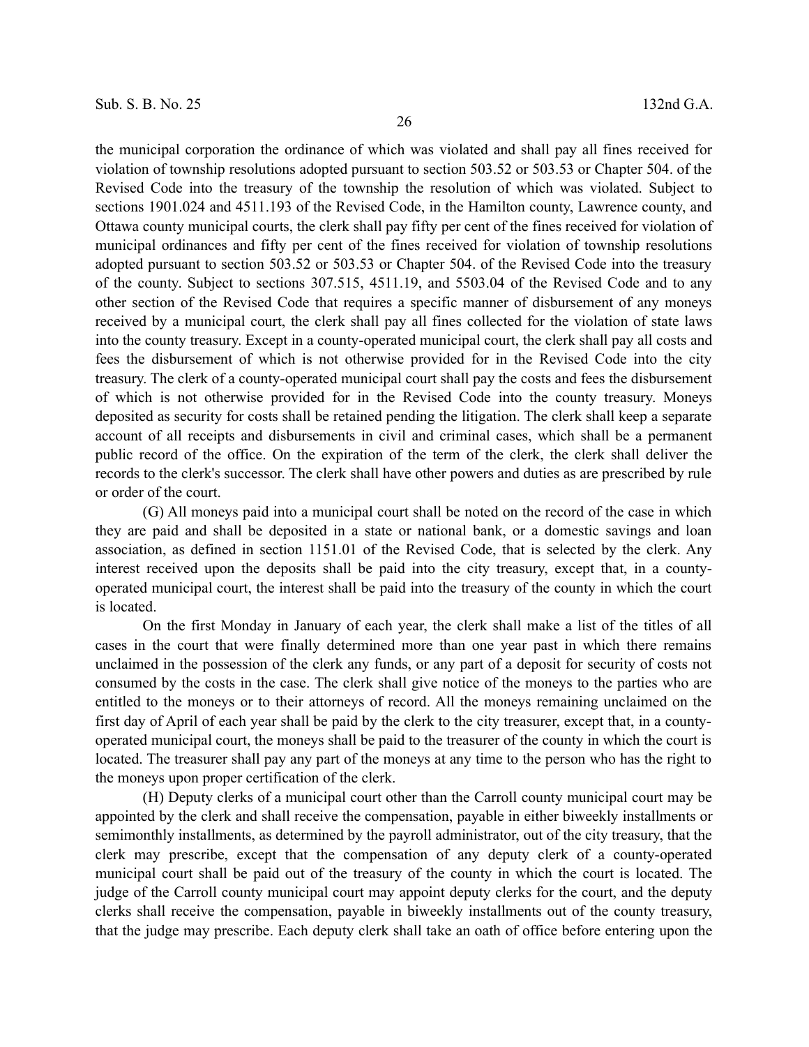the municipal corporation the ordinance of which was violated and shall pay all fines received for violation of township resolutions adopted pursuant to section 503.52 or 503.53 or Chapter 504. of the Revised Code into the treasury of the township the resolution of which was violated. Subject to sections 1901.024 and 4511.193 of the Revised Code, in the Hamilton county, Lawrence county, and Ottawa county municipal courts, the clerk shall pay fifty per cent of the fines received for violation of municipal ordinances and fifty per cent of the fines received for violation of township resolutions adopted pursuant to section 503.52 or 503.53 or Chapter 504. of the Revised Code into the treasury of the county. Subject to sections 307.515, 4511.19, and 5503.04 of the Revised Code and to any other section of the Revised Code that requires a specific manner of disbursement of any moneys received by a municipal court, the clerk shall pay all fines collected for the violation of state laws into the county treasury. Except in a county-operated municipal court, the clerk shall pay all costs and fees the disbursement of which is not otherwise provided for in the Revised Code into the city treasury. The clerk of a county-operated municipal court shall pay the costs and fees the disbursement of which is not otherwise provided for in the Revised Code into the county treasury. Moneys deposited as security for costs shall be retained pending the litigation. The clerk shall keep a separate account of all receipts and disbursements in civil and criminal cases, which shall be a permanent public record of the office. On the expiration of the term of the clerk, the clerk shall deliver the records to the clerk's successor. The clerk shall have other powers and duties as are prescribed by rule or order of the court.

(G) All moneys paid into a municipal court shall be noted on the record of the case in which they are paid and shall be deposited in a state or national bank, or a domestic savings and loan association, as defined in section 1151.01 of the Revised Code, that is selected by the clerk. Any interest received upon the deposits shall be paid into the city treasury, except that, in a county-operated municipal court, the interest shall be paid into the treasury of the county in which the court is located.

On the first Monday in January of each year, the clerk shall make a list of the titles of all cases in the court that were finally determined more than one year past in which there remains unclaimed in the possession of the clerk any funds, or any part of a deposit for security of costs not consumed by the costs in the case. The clerk shall give notice of the moneys to the parties who are entitled to the moneys or to their attorneys of record. All the moneys remaining unclaimed on the first day of April of each year shall be paid by the clerk to the city treasurer, except that, in a county-operated municipal court, the moneys shall be paid to the treasurer of the county in which the court is located. The treasurer shall pay any part of the moneys at any time to the person who has the right to the moneys upon proper certification of the clerk.

(H) Deputy clerks of a municipal court other than the Carroll county municipal court may be appointed by the clerk and shall receive the compensation, payable in either biweekly installments or semimonthly installments, as determined by the payroll administrator, out of the city treasury, that the clerk may prescribe, except that the compensation of any deputy clerk of a county-operated municipal court shall be paid out of the treasury of the county in which the court is located. The judge of the Carroll county municipal court may appoint deputy clerks for the court, and the deputy clerks shall receive the compensation, payable in biweekly installments out of the county treasury, that the judge may prescribe. Each deputy clerk shall take an oath of office before entering upon the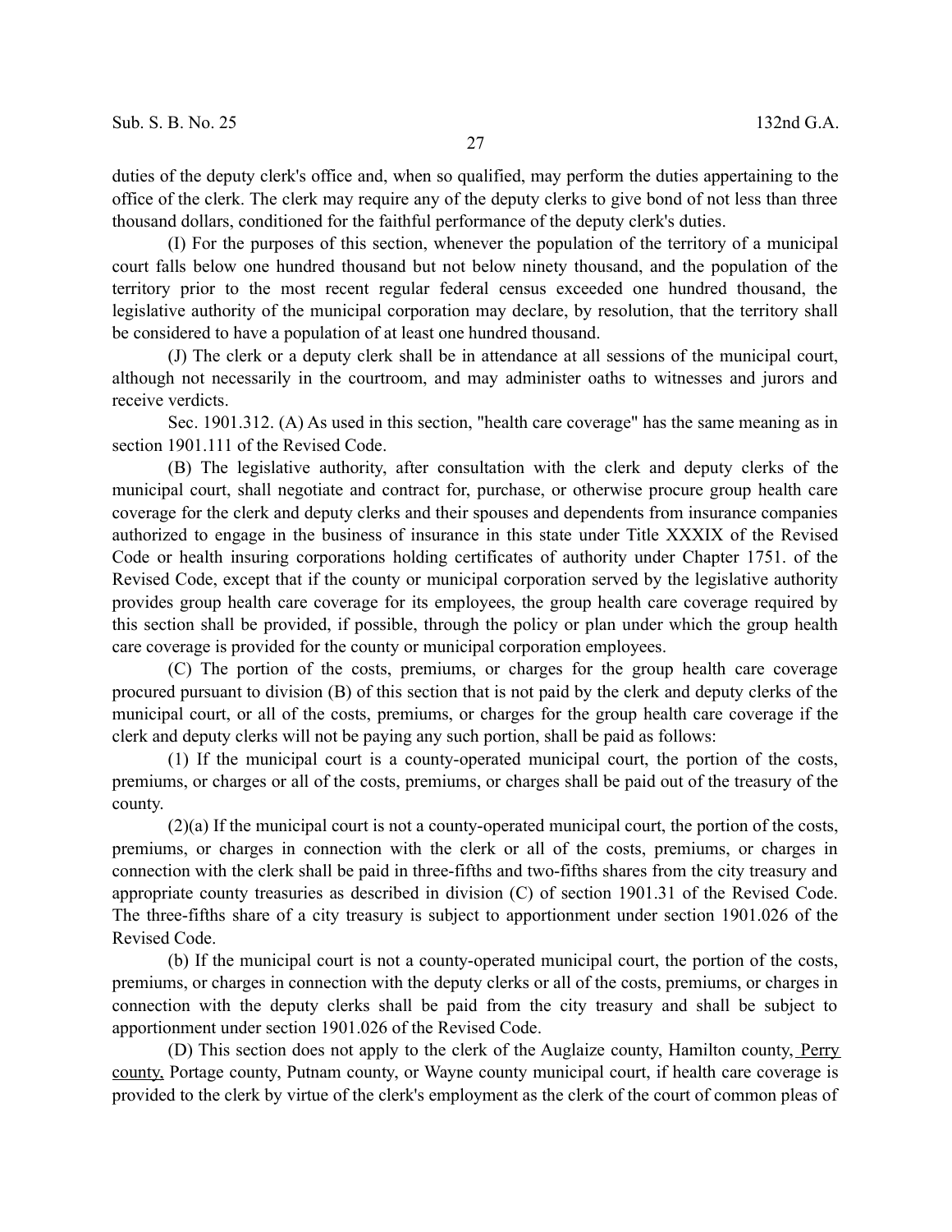duties of the deputy clerk's office and, when so qualified, may perform the duties appertaining to the office of the clerk. The clerk may require any of the deputy clerks to give bond of not less than three thousand dollars, conditioned for the faithful performance of the deputy clerk's duties.

(I) For the purposes of this section, whenever the population of the territory of a municipal court falls below one hundred thousand but not below ninety thousand, and the population of the territory prior to the most recent regular federal census exceeded one hundred thousand, the legislative authority of the municipal corporation may declare, by resolution, that the territory shall be considered to have a population of at least one hundred thousand.

(J) The clerk or a deputy clerk shall be in attendance at all sessions of the municipal court, although not necessarily in the courtroom, and may administer oaths to witnesses and jurors and receive verdicts.

Sec. 1901.312. (A) As used in this section, "health care coverage" has the same meaning as in section 1901.111 of the Revised Code.

(B) The legislative authority, after consultation with the clerk and deputy clerks of the municipal court, shall negotiate and contract for, purchase, or otherwise procure group health care coverage for the clerk and deputy clerks and their spouses and dependents from insurance companies authorized to engage in the business of insurance in this state under Title XXXIX of the Revised Code or health insuring corporations holding certificates of authority under Chapter 1751. of the Revised Code, except that if the county or municipal corporation served by the legislative authority provides group health care coverage for its employees, the group health care coverage required by this section shall be provided, if possible, through the policy or plan under which the group health care coverage is provided for the county or municipal corporation employees.

(C) The portion of the costs, premiums, or charges for the group health care coverage procured pursuant to division (B) of this section that is not paid by the clerk and deputy clerks of the municipal court, or all of the costs, premiums, or charges for the group health care coverage if the clerk and deputy clerks will not be paying any such portion, shall be paid as follows:

(1) If the municipal court is a county-operated municipal court, the portion of the costs, premiums, or charges or all of the costs, premiums, or charges shall be paid out of the treasury of the county.

(2)(a) If the municipal court is not a county-operated municipal court, the portion of the costs, premiums, or charges in connection with the clerk or all of the costs, premiums, or charges in connection with the clerk shall be paid in three-fifths and two-fifths shares from the city treasury and appropriate county treasuries as described in division (C) of section 1901.31 of the Revised Code. The three-fifths share of a city treasury is subject to apportionment under section 1901.026 of the Revised Code.

(b) If the municipal court is not a county-operated municipal court, the portion of the costs, premiums, or charges in connection with the deputy clerks or all of the costs, premiums, or charges in connection with the deputy clerks shall be paid from the city treasury and shall be subject to apportionment under section 1901.026 of the Revised Code.

(D) This section does not apply to the clerk of the Auglaize county, Hamilton county, Perry county, Portage county, Putnam county, or Wayne county municipal court, if health care coverage is provided to the clerk by virtue of the clerk's employment as the clerk of the court of common pleas of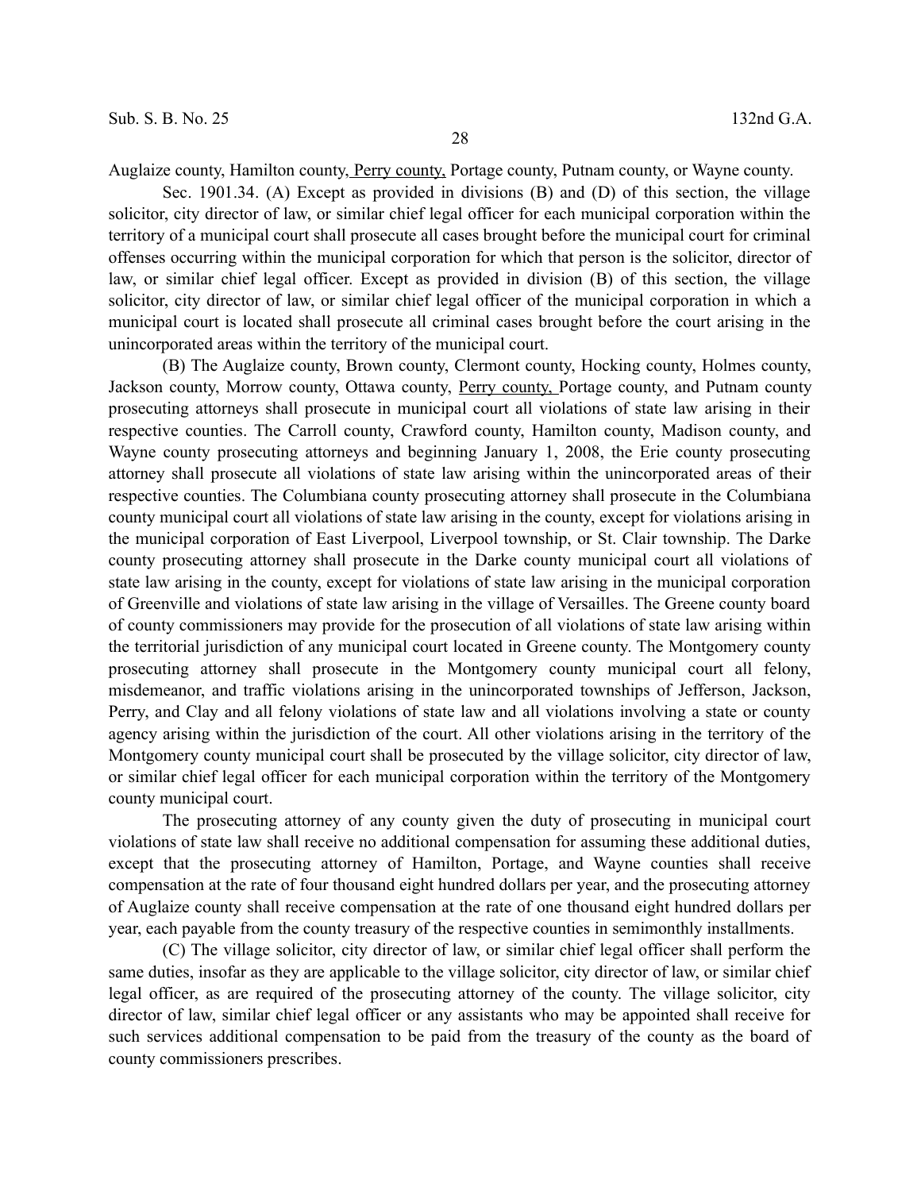Auglaize county, Hamilton county, Perry county, Portage county, Putnam county, or Wayne county.

Sec. 1901.34. (A) Except as provided in divisions (B) and (D) of this section, the village solicitor, city director of law, or similar chief legal officer for each municipal corporation within the territory of a municipal court shall prosecute all cases brought before the municipal court for criminal offenses occurring within the municipal corporation for which that person is the solicitor, director of law, or similar chief legal officer. Except as provided in division (B) of this section, the village solicitor, city director of law, or similar chief legal officer of the municipal corporation in which a municipal court is located shall prosecute all criminal cases brought before the court arising in the unincorporated areas within the territory of the municipal court.

(B) The Auglaize county, Brown county, Clermont county, Hocking county, Holmes county, Jackson county, Morrow county, Ottawa county, Perry county, Portage county, and Putnam county prosecuting attorneys shall prosecute in municipal court all violations of state law arising in their respective counties. The Carroll county, Crawford county, Hamilton county, Madison county, and Wayne county prosecuting attorneys and beginning January 1, 2008, the Erie county prosecuting attorney shall prosecute all violations of state law arising within the unincorporated areas of their respective counties. The Columbiana county prosecuting attorney shall prosecute in the Columbiana county municipal court all violations of state law arising in the county, except for violations arising in the municipal corporation of East Liverpool, Liverpool township, or St. Clair township. The Darke county prosecuting attorney shall prosecute in the Darke county municipal court all violations of state law arising in the county, except for violations of state law arising in the municipal corporation of Greenville and violations of state law arising in the village of Versailles. The Greene county board of county commissioners may provide for the prosecution of all violations of state law arising within the territorial jurisdiction of any municipal court located in Greene county. The Montgomery county prosecuting attorney shall prosecute in the Montgomery county municipal court all felony, misdemeanor, and traffic violations arising in the unincorporated townships of Jefferson, Jackson, Perry, and Clay and all felony violations of state law and all violations involving a state or county agency arising within the jurisdiction of the court. All other violations arising in the territory of the Montgomery county municipal court shall be prosecuted by the village solicitor, city director of law, or similar chief legal officer for each municipal corporation within the territory of the Montgomery county municipal court.

The prosecuting attorney of any county given the duty of prosecuting in municipal court violations of state law shall receive no additional compensation for assuming these additional duties, except that the prosecuting attorney of Hamilton, Portage, and Wayne counties shall receive compensation at the rate of four thousand eight hundred dollars per year, and the prosecuting attorney of Auglaize county shall receive compensation at the rate of one thousand eight hundred dollars per year, each payable from the county treasury of the respective counties in semimonthly installments.

(C) The village solicitor, city director of law, or similar chief legal officer shall perform the same duties, insofar as they are applicable to the village solicitor, city director of law, or similar chief legal officer, as are required of the prosecuting attorney of the county. The village solicitor, city director of law, similar chief legal officer or any assistants who may be appointed shall receive for such services additional compensation to be paid from the treasury of the county as the board of county commissioners prescribes.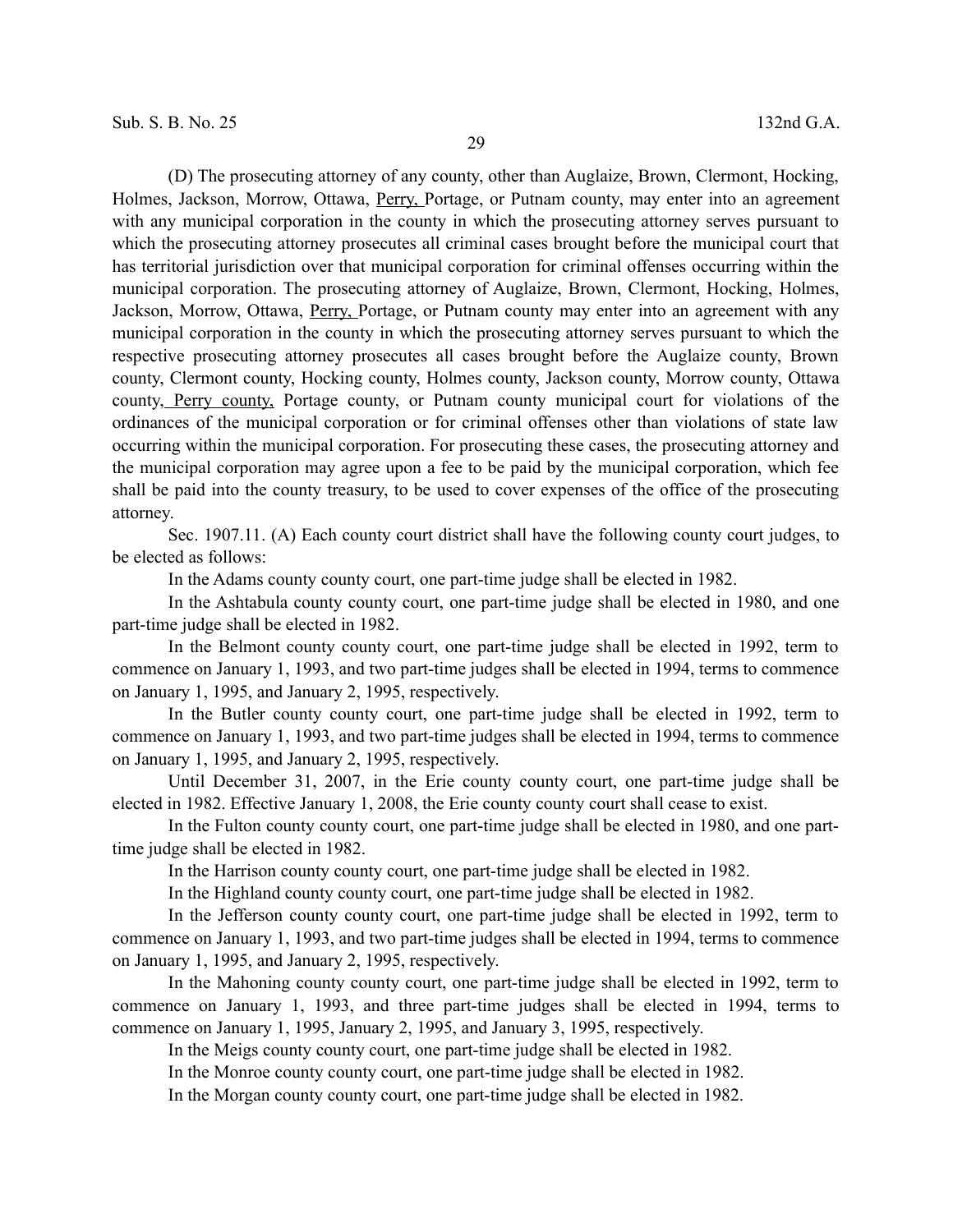(D) The prosecuting attorney of any county, other than Auglaize, Brown, Clermont, Hocking, Holmes, Jackson, Morrow, Ottawa, <u>Perry,</u> Portage, or Putnam county, may enter into an agreement with any municipal corporation in the county in which the prosecuting attorney serves pursuant to which the prosecuting attorney prosecutes all criminal cases brought before the municipal court that has territorial jurisdiction over that municipal corporation for criminal offenses occurring within the municipal corporation. The prosecuting attorney of Auglaize, Brown, Clermont, Hocking, Holmes, Jackson, Morrow, Ottawa, <u>Perry,</u> Portage, or Putnam county may enter into an agreement with any municipal corporation in the county in which the prosecuting attorney serves pursuant to which the respective prosecuting attorney prosecutes all cases brought before the Auglaize county, Brown county, Clermont county, Hocking county, Holmes county, Jackson county, Morrow county, Ottawa county, <u>Perry county,</u> Portage county, or Putnam county municipal court for violations of the ordinances of the municipal corporation or for criminal offenses other than violations of state law occurring within the municipal corporation. For prosecuting these cases, the prosecuting attorney and the municipal corporation may agree upon a fee to be paid by the municipal corporation, which fee shall be paid into the county treasury, to be used to cover expenses of the office of the prosecuting attorney.

Sec. 1907.11. (A) Each county court district shall have the following county court judges, to be elected as follows:

In the Adams county county court, one part-time judge shall be elected in 1982.

In the Ashtabula county county court, one part-time judge shall be elected in 1980, and one part-time judge shall be elected in 1982.

In the Belmont county county court, one part-time judge shall be elected in 1992, term to commence on January 1, 1993, and two part-time judges shall be elected in 1994, terms to commence on January 1, 1995, and January 2, 1995, respectively.

In the Butler county county court, one part-time judge shall be elected in 1992, term to commence on January 1, 1993, and two part-time judges shall be elected in 1994, terms to commence on January 1, 1995, and January 2, 1995, respectively.

Until December 31, 2007, in the Erie county county court, one part-time judge shall be elected in 1982. Effective January 1, 2008, the Erie county county court shall cease to exist.

In the Fulton county county court, one part-time judge shall be elected in 1980, and one part-time judge shall be elected in 1982.

In the Harrison county county court, one part-time judge shall be elected in 1982.

In the Highland county county court, one part-time judge shall be elected in 1982.

In the Jefferson county county court, one part-time judge shall be elected in 1992, term to commence on January 1, 1993, and two part-time judges shall be elected in 1994, terms to commence on January 1, 1995, and January 2, 1995, respectively.

In the Mahoning county county court, one part-time judge shall be elected in 1992, term to commence on January 1, 1993, and three part-time judges shall be elected in 1994, terms to commence on January 1, 1995, January 2, 1995, and January 3, 1995, respectively.

In the Meigs county county court, one part-time judge shall be elected in 1982.

In the Monroe county county court, one part-time judge shall be elected in 1982.

In the Morgan county county court, one part-time judge shall be elected in 1982.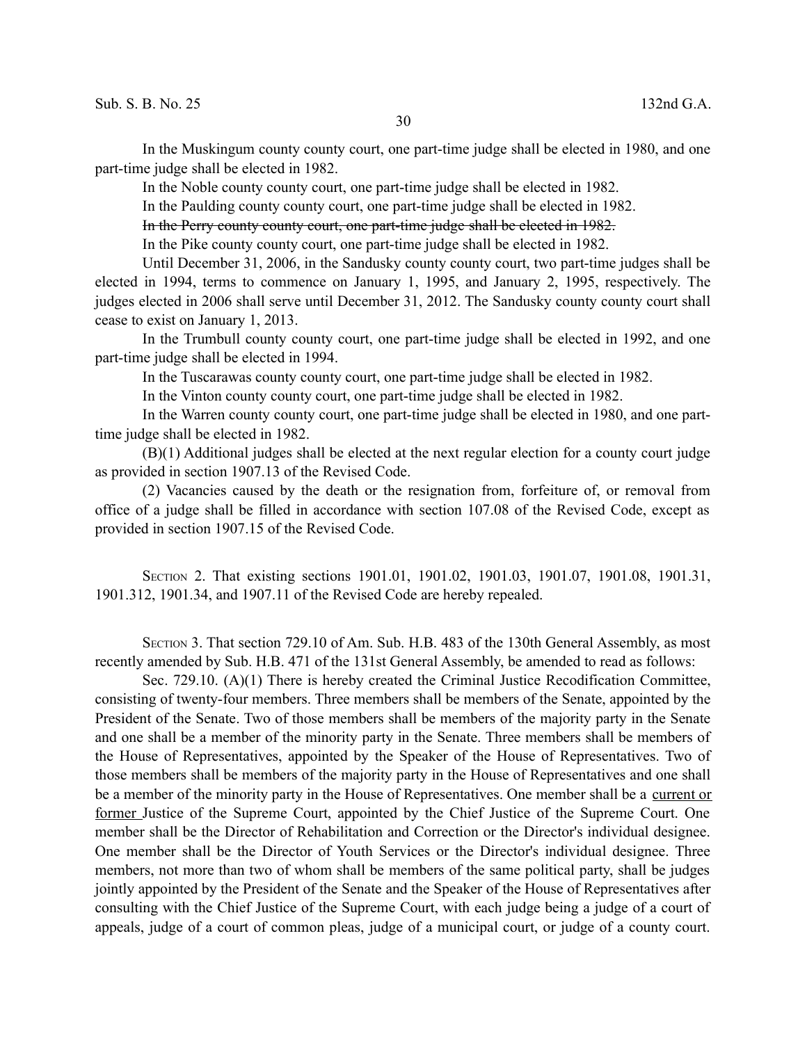In the Muskingum county county court, one part-time judge shall be elected in 1980, and one part-time judge shall be elected in 1982.

In the Noble county county court, one part-time judge shall be elected in 1982.

In the Paulding county county court, one part-time judge shall be elected in 1982.

~~In the Perry county county court, one part-time judge shall be elected in 1982.~~

In the Pike county county court, one part-time judge shall be elected in 1982.

Until December 31, 2006, in the Sandusky county county court, two part-time judges shall be elected in 1994, terms to commence on January 1, 1995, and January 2, 1995, respectively. The judges elected in 2006 shall serve until December 31, 2012. The Sandusky county county court shall cease to exist on January 1, 2013.

In the Trumbull county county court, one part-time judge shall be elected in 1992, and one part-time judge shall be elected in 1994.

In the Tuscarawas county county court, one part-time judge shall be elected in 1982.

In the Vinton county county court, one part-time judge shall be elected in 1982.

In the Warren county county court, one part-time judge shall be elected in 1980, and one part-time judge shall be elected in 1982.

(B)(1) Additional judges shall be elected at the next regular election for a county court judge as provided in section 1907.13 of the Revised Code.

(2) Vacancies caused by the death or the resignation from, forfeiture of, or removal from office of a judge shall be filled in accordance with section 107.08 of the Revised Code, except as provided in section 1907.15 of the Revised Code.

SECTION 2. That existing sections 1901.01, 1901.02, 1901.03, 1901.07, 1901.08, 1901.31, 1901.312, 1901.34, and 1907.11 of the Revised Code are hereby repealed.

SECTION 3. That section 729.10 of Am. Sub. H.B. 483 of the 130th General Assembly, as most recently amended by Sub. H.B. 471 of the 131st General Assembly, be amended to read as follows:

Sec. 729.10. (A)(1) There is hereby created the Criminal Justice Recodification Committee, consisting of twenty-four members. Three members shall be members of the Senate, appointed by the President of the Senate. Two of those members shall be members of the majority party in the Senate and one shall be a member of the minority party in the Senate. Three members shall be members of the House of Representatives, appointed by the Speaker of the House of Representatives. Two of those members shall be members of the majority party in the House of Representatives and one shall be a member of the minority party in the House of Representatives. One member shall be a <u>current or former</u> Justice of the Supreme Court, appointed by the Chief Justice of the Supreme Court. One member shall be the Director of Rehabilitation and Correction or the Director's individual designee. One member shall be the Director of Youth Services or the Director's individual designee. Three members, not more than two of whom shall be members of the same political party, shall be judges jointly appointed by the President of the Senate and the Speaker of the House of Representatives after consulting with the Chief Justice of the Supreme Court, with each judge being a judge of a court of appeals, judge of a court of common pleas, judge of a municipal court, or judge of a county court.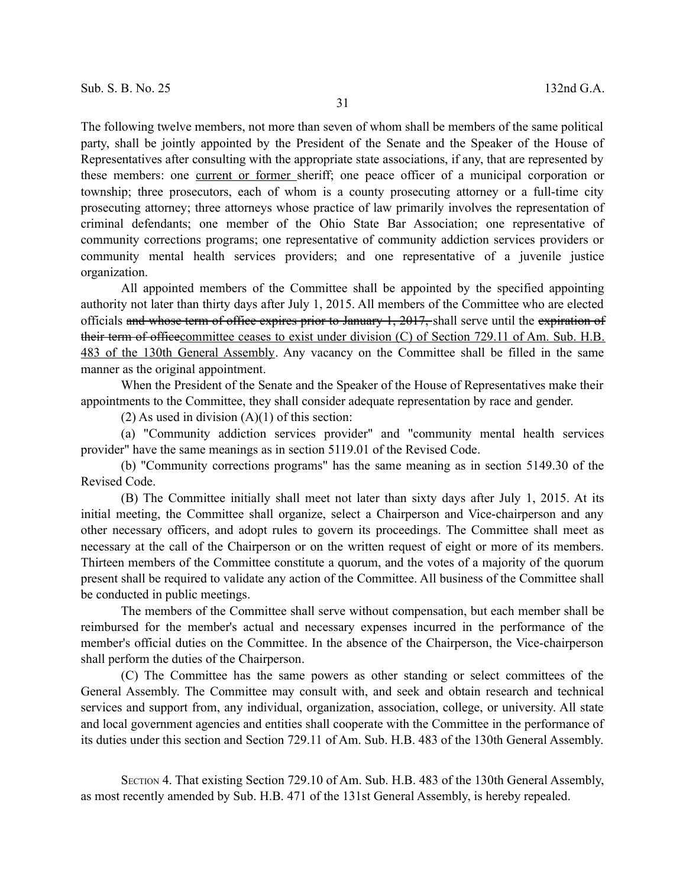The following twelve members, not more than seven of whom shall be members of the same political party, shall be jointly appointed by the President of the Senate and the Speaker of the House of Representatives after consulting with the appropriate state associations, if any, that are represented by these members: one <u>current or former</u> sheriff; one peace officer of a municipal corporation or township; three prosecutors, each of whom is a county prosecuting attorney or a full-time city prosecuting attorney; three attorneys whose practice of law primarily involves the representation of criminal defendants; one member of the Ohio State Bar Association; one representative of community corrections programs; one representative of community addiction services providers or community mental health services providers; and one representative of a juvenile justice organization.

All appointed members of the Committee shall be appointed by the specified appointing authority not later than thirty days after July 1, 2015. All members of the Committee who are elected officials ~~and whose term of office expires prior to January 1, 2017,~~ shall serve until the ~~expiration of their term of office~~<u>committee ceases to exist under division (C) of Section 729.11 of Am. Sub. H.B. 483 of the 130th General Assembly</u>. Any vacancy on the Committee shall be filled in the same manner as the original appointment.

When the President of the Senate and the Speaker of the House of Representatives make their appointments to the Committee, they shall consider adequate representation by race and gender.

(2) As used in division (A)(1) of this section:

(a) "Community addiction services provider" and "community mental health services provider" have the same meanings as in section 5119.01 of the Revised Code.

(b) "Community corrections programs" has the same meaning as in section 5149.30 of the Revised Code.

(B) The Committee initially shall meet not later than sixty days after July 1, 2015. At its initial meeting, the Committee shall organize, select a Chairperson and Vice-chairperson and any other necessary officers, and adopt rules to govern its proceedings. The Committee shall meet as necessary at the call of the Chairperson or on the written request of eight or more of its members. Thirteen members of the Committee constitute a quorum, and the votes of a majority of the quorum present shall be required to validate any action of the Committee. All business of the Committee shall be conducted in public meetings.

The members of the Committee shall serve without compensation, but each member shall be reimbursed for the member's actual and necessary expenses incurred in the performance of the member's official duties on the Committee. In the absence of the Chairperson, the Vice-chairperson shall perform the duties of the Chairperson.

(C) The Committee has the same powers as other standing or select committees of the General Assembly. The Committee may consult with, and seek and obtain research and technical services and support from, any individual, organization, association, college, or university. All state and local government agencies and entities shall cooperate with the Committee in the performance of its duties under this section and Section 729.11 of Am. Sub. H.B. 483 of the 130th General Assembly.

SECTION 4. That existing Section 729.10 of Am. Sub. H.B. 483 of the 130th General Assembly, as most recently amended by Sub. H.B. 471 of the 131st General Assembly, is hereby repealed.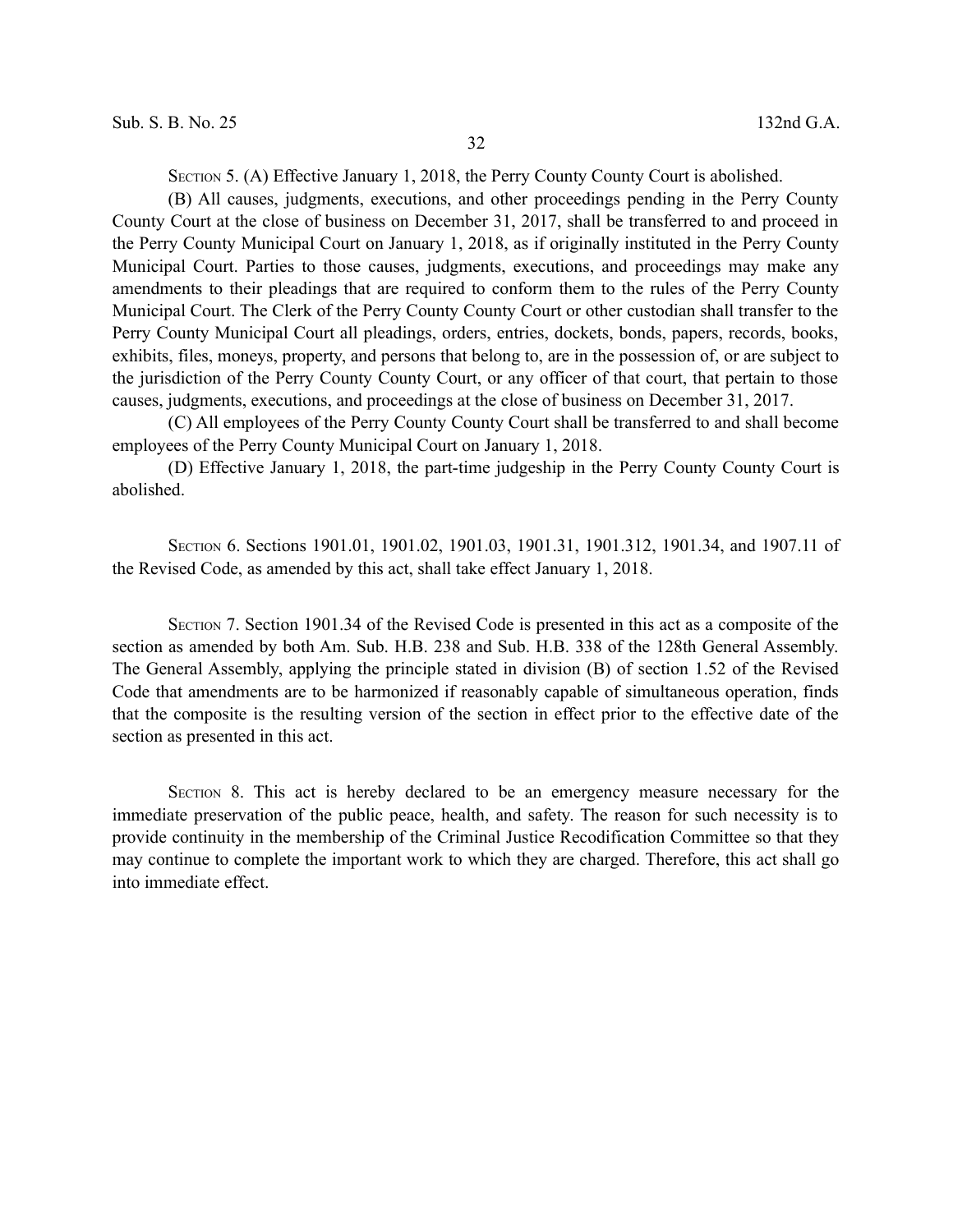SECTION 5. (A) Effective January 1, 2018, the Perry County County Court is abolished.

(B) All causes, judgments, executions, and other proceedings pending in the Perry County County Court at the close of business on December 31, 2017, shall be transferred to and proceed in the Perry County Municipal Court on January 1, 2018, as if originally instituted in the Perry County Municipal Court. Parties to those causes, judgments, executions, and proceedings may make any amendments to their pleadings that are required to conform them to the rules of the Perry County Municipal Court. The Clerk of the Perry County County Court or other custodian shall transfer to the Perry County Municipal Court all pleadings, orders, entries, dockets, bonds, papers, records, books, exhibits, files, moneys, property, and persons that belong to, are in the possession of, or are subject to the jurisdiction of the Perry County County Court, or any officer of that court, that pertain to those causes, judgments, executions, and proceedings at the close of business on December 31, 2017.

(C) All employees of the Perry County County Court shall be transferred to and shall become employees of the Perry County Municipal Court on January 1, 2018.

(D) Effective January 1, 2018, the part-time judgeship in the Perry County County Court is abolished.

SECTION 6. Sections 1901.01, 1901.02, 1901.03, 1901.31, 1901.312, 1901.34, and 1907.11 of the Revised Code, as amended by this act, shall take effect January 1, 2018.

SECTION 7. Section 1901.34 of the Revised Code is presented in this act as a composite of the section as amended by both Am. Sub. H.B. 238 and Sub. H.B. 338 of the 128th General Assembly. The General Assembly, applying the principle stated in division (B) of section 1.52 of the Revised Code that amendments are to be harmonized if reasonably capable of simultaneous operation, finds that the composite is the resulting version of the section in effect prior to the effective date of the section as presented in this act.

SECTION 8. This act is hereby declared to be an emergency measure necessary for the immediate preservation of the public peace, health, and safety. The reason for such necessity is to provide continuity in the membership of the Criminal Justice Recodification Committee so that they may continue to complete the important work to which they are charged. Therefore, this act shall go into immediate effect.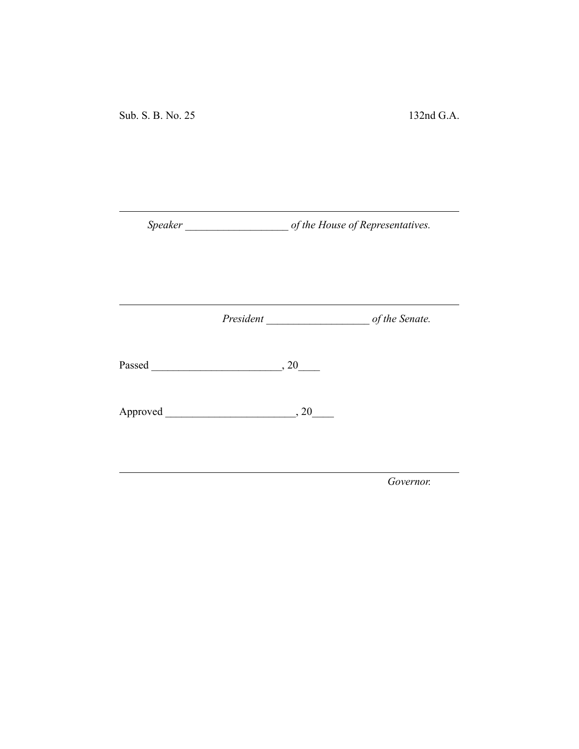Sub. S. B. No. 25 132nd G.A.

______________________________________________________________

*Speaker ___________________ of the House of Representatives.*

______________________________________________________________

*President ___________________ of the Senate.*

Passed ________________________, 20____

Approved ________________________, 20____

______________________________________________________________

*Governor.*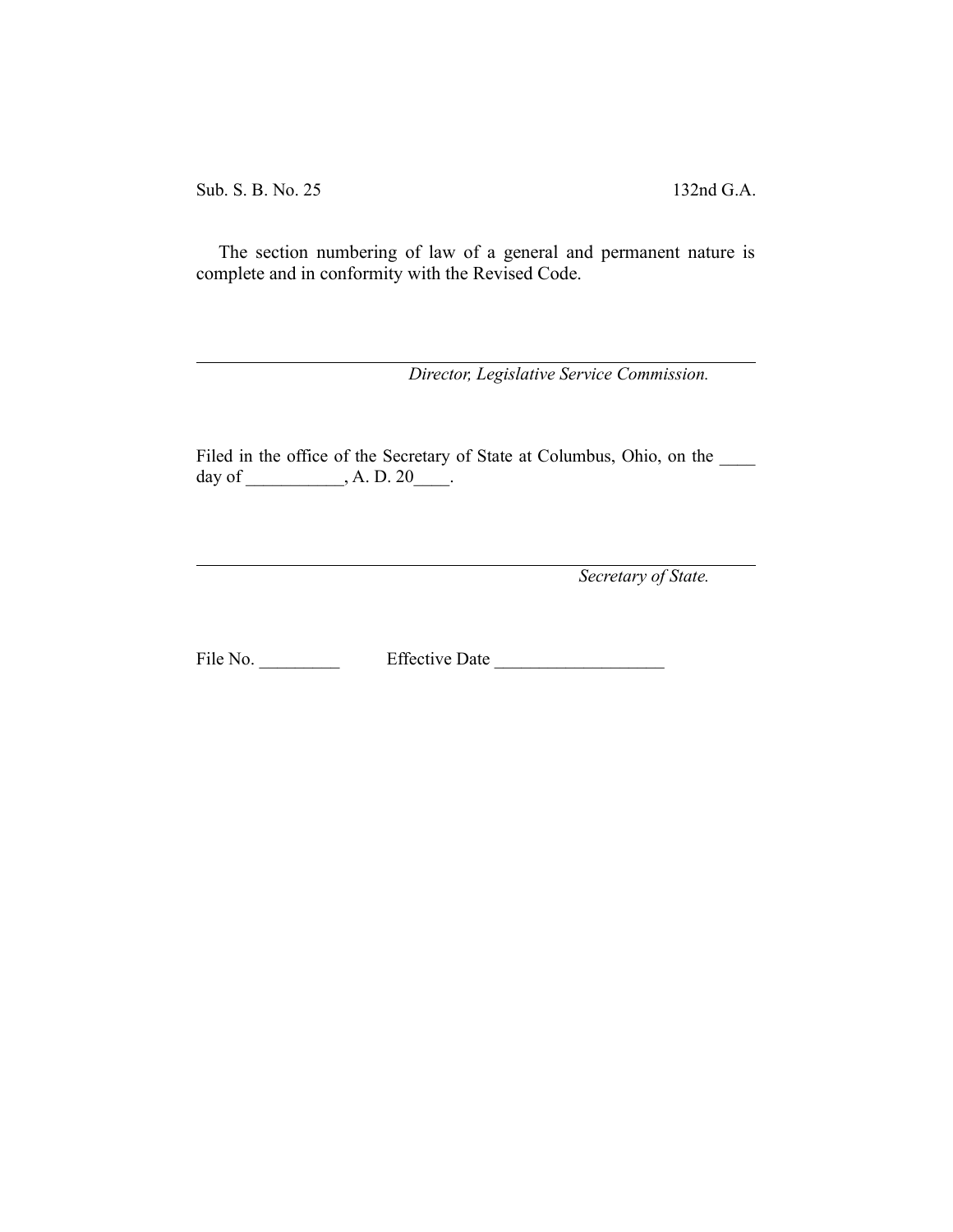Sub. S. B. No. 25 132nd G.A.

The section numbering of law of a general and permanent nature is complete and in conformity with the Revised Code.

______________________________________

*Director, Legislative Service Commission.*

Filed in the office of the Secretary of State at Columbus, Ohio, on the ____ day of ___________, A. D. 20____.

______________________________________

*Secretary of State.*

File No. _________ Effective Date ___________________